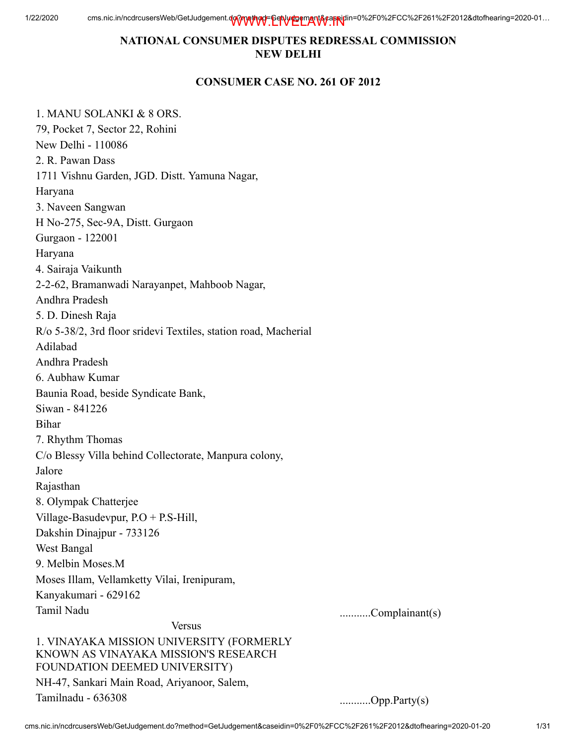# NATIONAL CONSUMER DISPUTES REDRESSAL COMMISSION
# NEW DELHI

## CONSUMER CASE NO. 261 OF 2012

1. MANU SOLANKI & 8 ORS.
79, Pocket 7, Sector 22, Rohini
New Delhi - 110086
2. R. Pawan Dass
1711 Vishnu Garden, JGD. Distt. Yamuna Nagar,
Haryana
3. Naveen Sangwan
H No-275, Sec-9A, Distt. Gurgaon
Gurgaon - 122001
Haryana
4. Sairaja Vaikunth
2-2-62, Bramanwadi Narayanpet, Mahboob Nagar,
Andhra Pradesh
5. D. Dinesh Raja
R/o 5-38/2, 3rd floor sridevi Textiles, station road, Macherial
Adilabad
Andhra Pradesh
6. Aubhaw Kumar
Baunia Road, beside Syndicate Bank,
Siwan - 841226
Bihar
7. Rhythm Thomas
C/o Blessy Villa behind Collectorate, Manpura colony,
Jalore
Rajasthan
8. Olympak Chatterjee
Village-Basudevpur, P.O + P.S-Hill,
Dakshin Dinajpur - 733126
West Bangal
9. Melbin Moses.M
Moses Illam, Vellamketty Vilai, Irenipuram,
Kanyakumari - 629162
Tamil Nadu ...........Complainant(s)

Versus

1. VINAYAKA MISSION UNIVERSITY (FORMERLY KNOWN AS VINAYAKA MISSION'S RESEARCH FOUNDATION DEEMED UNIVERSITY)
NH-47, Sankari Main Road, Ariyanoor, Salem,
Tamilnadu - 636308 ...........Opp.Party(s)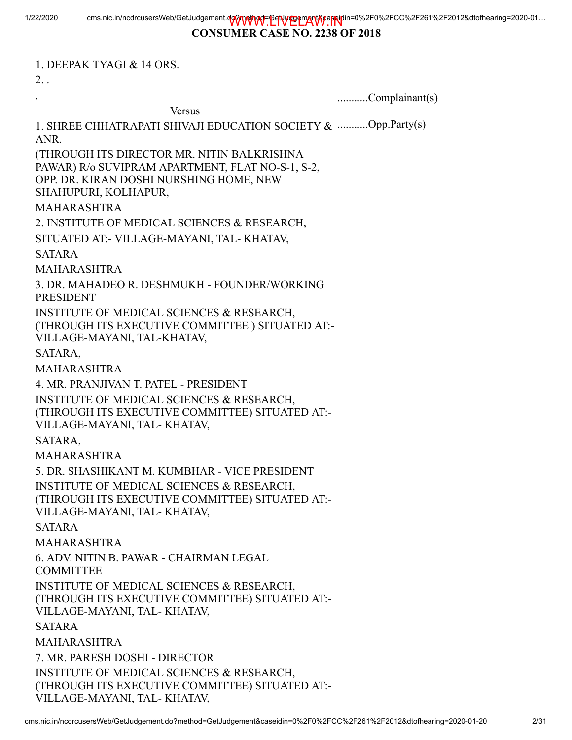**CONSUMER CASE NO. 2238 OF 2018**

1. DEEPAK TYAGI & 14 ORS.

2. .

. ...........Complainant(s)

Versus

1. SHREE CHHATRAPATI SHIVAJI EDUCATION SOCIETY & ANR. ...........Opp.Party(s)

(THROUGH ITS DIRECTOR MR. NITIN BALKRISHNA PAWAR) R/o SUVIPRAM APARTMENT, FLAT NO-S-1, S-2, OPP. DR. KIRAN DOSHI NURSHING HOME, NEW SHAHUPURI, KOLHAPUR,

MAHARASHTRA

2. INSTITUTE OF MEDICAL SCIENCES & RESEARCH,

SITUATED AT:- VILLAGE-MAYANI, TAL- KHATAV,

SATARA

MAHARASHTRA

3. DR. MAHADEO R. DESHMUKH - FOUNDER/WORKING PRESIDENT

INSTITUTE OF MEDICAL SCIENCES & RESEARCH, (THROUGH ITS EXECUTIVE COMMITTEE ) SITUATED AT:- VILLAGE-MAYANI, TAL-KHATAV,

SATARA,

MAHARASHTRA

4. MR. PRANJIVAN T. PATEL - PRESIDENT

INSTITUTE OF MEDICAL SCIENCES & RESEARCH, (THROUGH ITS EXECUTIVE COMMITTEE) SITUATED AT:- VILLAGE-MAYANI, TAL- KHATAV,

SATARA,

MAHARASHTRA

5. DR. SHASHIKANT M. KUMBHAR - VICE PRESIDENT

INSTITUTE OF MEDICAL SCIENCES & RESEARCH, (THROUGH ITS EXECUTIVE COMMITTEE) SITUATED AT:- VILLAGE-MAYANI, TAL- KHATAV,

SATARA

MAHARASHTRA

6. ADV. NITIN B. PAWAR - CHAIRMAN LEGAL COMMITTEE

INSTITUTE OF MEDICAL SCIENCES & RESEARCH, (THROUGH ITS EXECUTIVE COMMITTEE) SITUATED AT:- VILLAGE-MAYANI, TAL- KHATAV,

SATARA

MAHARASHTRA

7. MR. PARESH DOSHI - DIRECTOR

INSTITUTE OF MEDICAL SCIENCES & RESEARCH, (THROUGH ITS EXECUTIVE COMMITTEE) SITUATED AT:- VILLAGE-MAYANI, TAL- KHATAV,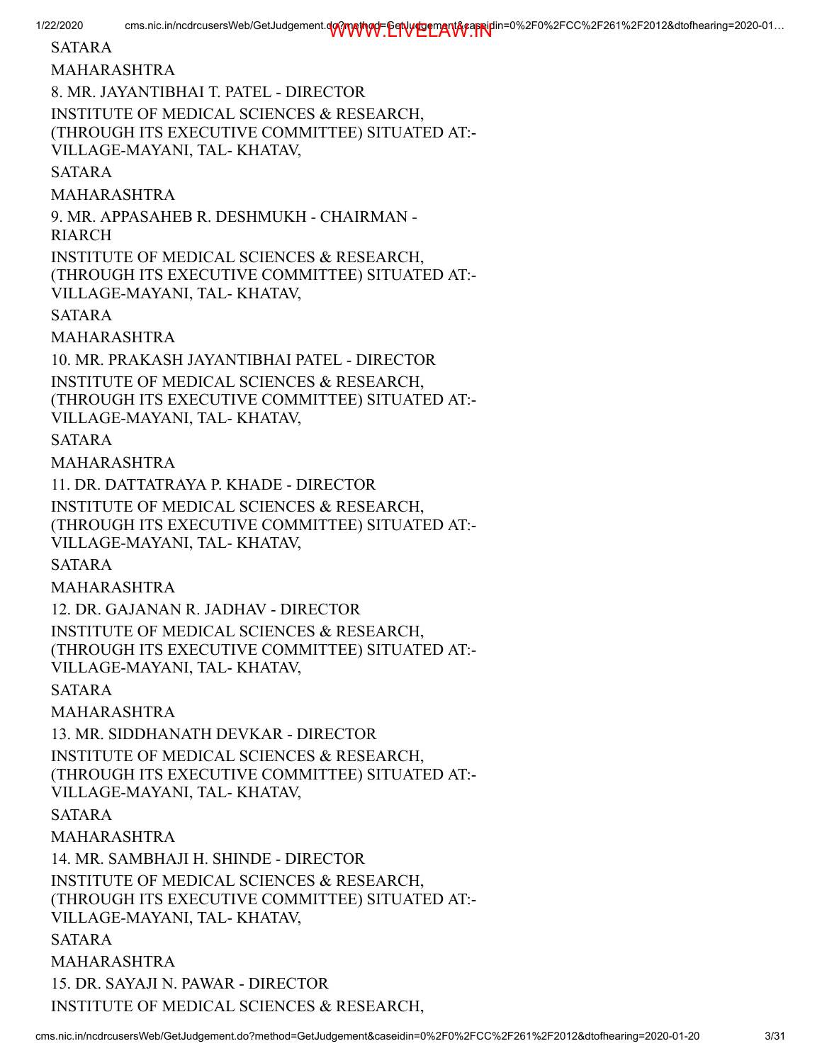SATARA

MAHARASHTRA

8. MR. JAYANTIBHAI T. PATEL - DIRECTOR

INSTITUTE OF MEDICAL SCIENCES & RESEARCH,
(THROUGH ITS EXECUTIVE COMMITTEE) SITUATED AT:-
VILLAGE-MAYANI, TAL- KHATAV,

SATARA

MAHARASHTRA

9. MR. APPASAHEB R. DESHMUKH - CHAIRMAN -
RIARCH

INSTITUTE OF MEDICAL SCIENCES & RESEARCH,
(THROUGH ITS EXECUTIVE COMMITTEE) SITUATED AT:-
VILLAGE-MAYANI, TAL- KHATAV,

SATARA

MAHARASHTRA

10. MR. PRAKASH JAYANTIBHAI PATEL - DIRECTOR

INSTITUTE OF MEDICAL SCIENCES & RESEARCH,
(THROUGH ITS EXECUTIVE COMMITTEE) SITUATED AT:-
VILLAGE-MAYANI, TAL- KHATAV,

SATARA

MAHARASHTRA

11. DR. DATTATRAYA P. KHADE - DIRECTOR

INSTITUTE OF MEDICAL SCIENCES & RESEARCH,
(THROUGH ITS EXECUTIVE COMMITTEE) SITUATED AT:-
VILLAGE-MAYANI, TAL- KHATAV,

SATARA

MAHARASHTRA

12. DR. GAJANAN R. JADHAV - DIRECTOR

INSTITUTE OF MEDICAL SCIENCES & RESEARCH,
(THROUGH ITS EXECUTIVE COMMITTEE) SITUATED AT:-
VILLAGE-MAYANI, TAL- KHATAV,

SATARA

MAHARASHTRA

13. MR. SIDDHANATH DEVKAR - DIRECTOR

INSTITUTE OF MEDICAL SCIENCES & RESEARCH,
(THROUGH ITS EXECUTIVE COMMITTEE) SITUATED AT:-
VILLAGE-MAYANI, TAL- KHATAV,

SATARA

MAHARASHTRA

14. MR. SAMBHAJI H. SHINDE - DIRECTOR

INSTITUTE OF MEDICAL SCIENCES & RESEARCH,
(THROUGH ITS EXECUTIVE COMMITTEE) SITUATED AT:-
VILLAGE-MAYANI, TAL- KHATAV,

SATARA

MAHARASHTRA

15. DR. SAYAJI N. PAWAR - DIRECTOR

INSTITUTE OF MEDICAL SCIENCES & RESEARCH,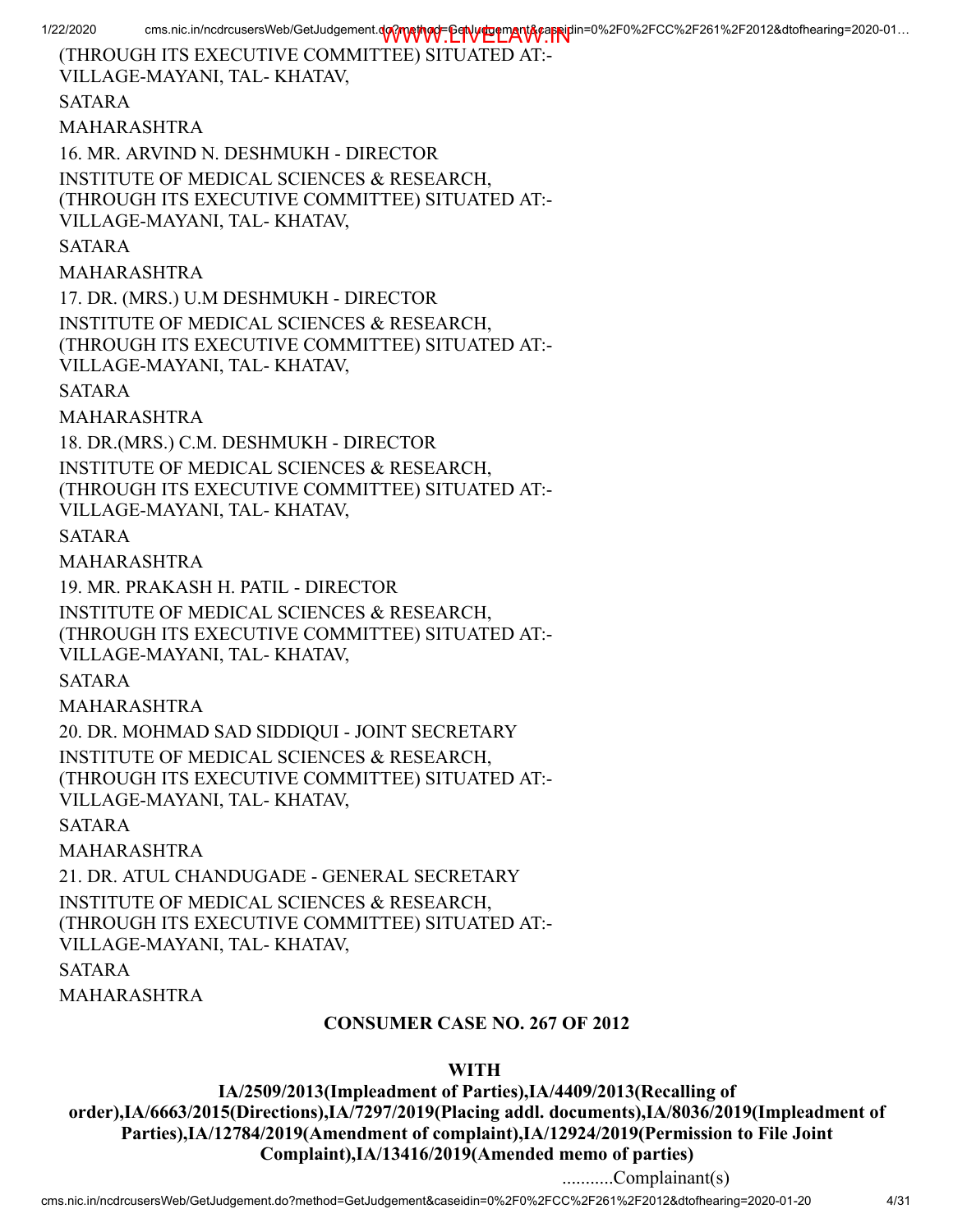(THROUGH ITS EXECUTIVE COMMITTEE) SITUATED AT:-
VILLAGE-MAYANI, TAL- KHATAV,

SATARA

MAHARASHTRA

16. MR. ARVIND N. DESHMUKH - DIRECTOR

INSTITUTE OF MEDICAL SCIENCES & RESEARCH,
(THROUGH ITS EXECUTIVE COMMITTEE) SITUATED AT:-
VILLAGE-MAYANI, TAL- KHATAV,

SATARA

MAHARASHTRA

17. DR. (MRS.) U.M DESHMUKH - DIRECTOR

INSTITUTE OF MEDICAL SCIENCES & RESEARCH,
(THROUGH ITS EXECUTIVE COMMITTEE) SITUATED AT:-
VILLAGE-MAYANI, TAL- KHATAV,

SATARA

MAHARASHTRA

18. DR.(MRS.) C.M. DESHMUKH - DIRECTOR

INSTITUTE OF MEDICAL SCIENCES & RESEARCH,
(THROUGH ITS EXECUTIVE COMMITTEE) SITUATED AT:-
VILLAGE-MAYANI, TAL- KHATAV,

SATARA

MAHARASHTRA

19. MR. PRAKASH H. PATIL - DIRECTOR

INSTITUTE OF MEDICAL SCIENCES & RESEARCH,
(THROUGH ITS EXECUTIVE COMMITTEE) SITUATED AT:-
VILLAGE-MAYANI, TAL- KHATAV,

SATARA

MAHARASHTRA

20. DR. MOHMAD SAD SIDDIQUI - JOINT SECRETARY

INSTITUTE OF MEDICAL SCIENCES & RESEARCH,
(THROUGH ITS EXECUTIVE COMMITTEE) SITUATED AT:-
VILLAGE-MAYANI, TAL- KHATAV,

SATARA

MAHARASHTRA

21. DR. ATUL CHANDUGADE - GENERAL SECRETARY

INSTITUTE OF MEDICAL SCIENCES & RESEARCH,
(THROUGH ITS EXECUTIVE COMMITTEE) SITUATED AT:-
VILLAGE-MAYANI, TAL- KHATAV,

SATARA

MAHARASHTRA

**CONSUMER CASE NO. 267 OF 2012**

**WITH**

**IA/2509/2013(Impleadment of Parties),IA/4409/2013(Recalling of order),IA/6663/2015(Directions),IA/7297/2019(Placing addl. documents),IA/8036/2019(Impleadment of Parties),IA/12784/2019(Amendment of complaint),IA/12924/2019(Permission to File Joint Complaint),IA/13416/2019(Amended memo of parties)**

...........Complainant(s)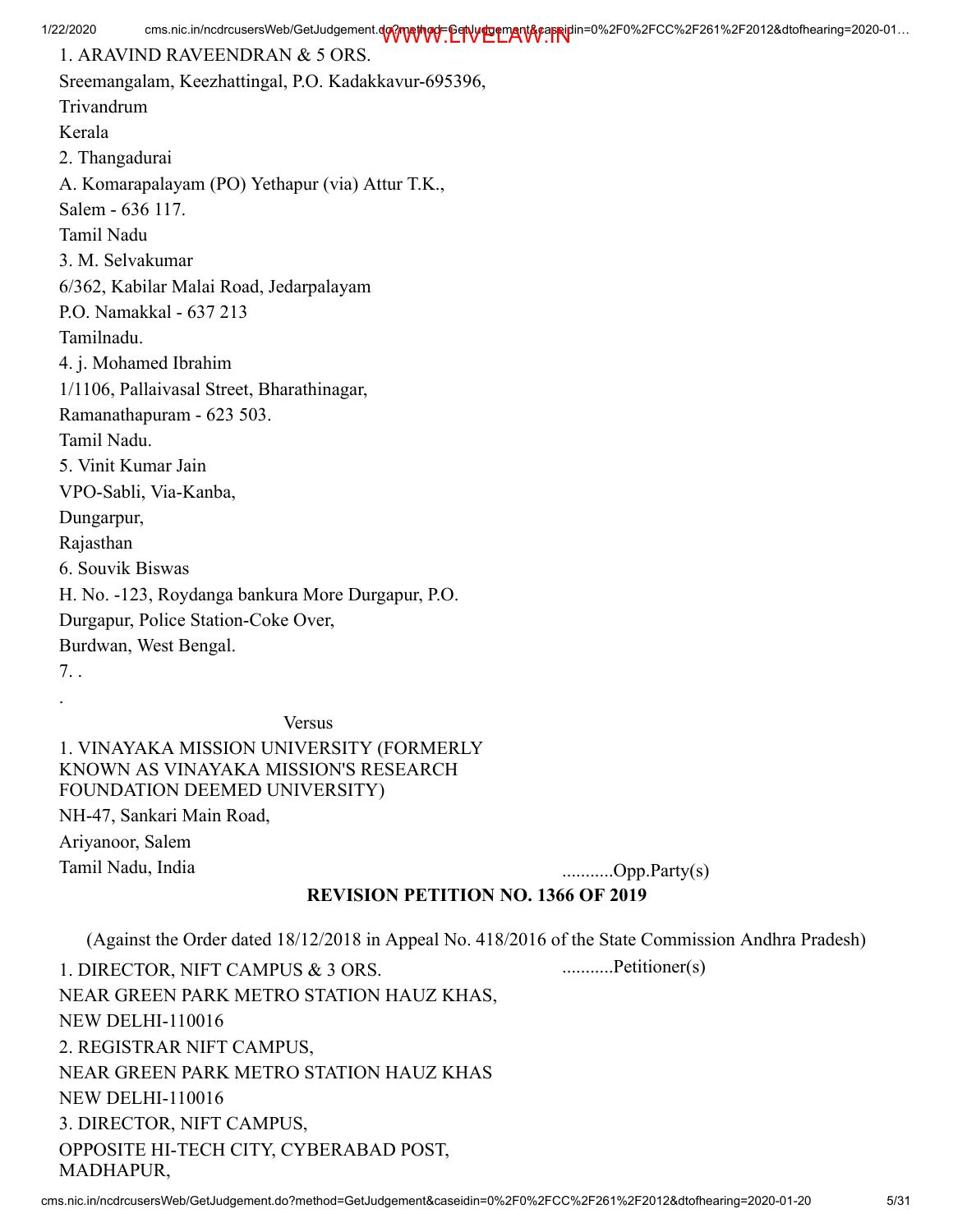1. ARAVIND RAVEENDRAN & 5 ORS.
Sreemangalam, Keezhattingal, P.O. Kadakkavur-695396,
Trivandrum
Kerala
2. Thangadurai
A. Komarapalayam (PO) Yethapur (via) Attur T.K.,
Salem - 636 117.
Tamil Nadu
3. M. Selvakumar
6/362, Kabilar Malai Road, Jedarpalayam
P.O. Namakkal - 637 213
Tamilnadu.
4. j. Mohamed Ibrahim
1/1106, Pallaivasal Street, Bharathinagar,
Ramanathapuram - 623 503.
Tamil Nadu.
5. Vinit Kumar Jain
VPO-Sabli, Via-Kanba,
Dungarpur,
Rajasthan
6. Souvik Biswas
H. No. -123, Roydanga bankura More Durgapur, P.O.
Durgapur, Police Station-Coke Over,
Burdwan, West Bengal.
7. .
.

Versus

1. VINAYAKA MISSION UNIVERSITY (FORMERLY KNOWN AS VINAYAKA MISSION'S RESEARCH FOUNDATION DEEMED UNIVERSITY)
NH-47, Sankari Main Road,
Ariyanoor, Salem
Tamil Nadu, India ...........Opp.Party(s)

**REVISION PETITION NO. 1366 OF 2019**

(Against the Order dated 18/12/2018 in Appeal No. 418/2016 of the State Commission Andhra Pradesh)

1. DIRECTOR, NIFT CAMPUS & 3 ORS. ...........Petitioner(s)
NEAR GREEN PARK METRO STATION HAUZ KHAS,
NEW DELHI-110016
2. REGISTRAR NIFT CAMPUS,
NEAR GREEN PARK METRO STATION HAUZ KHAS
NEW DELHI-110016
3. DIRECTOR, NIFT CAMPUS,
OPPOSITE HI-TECH CITY, CYBERABAD POST,
MADHAPUR,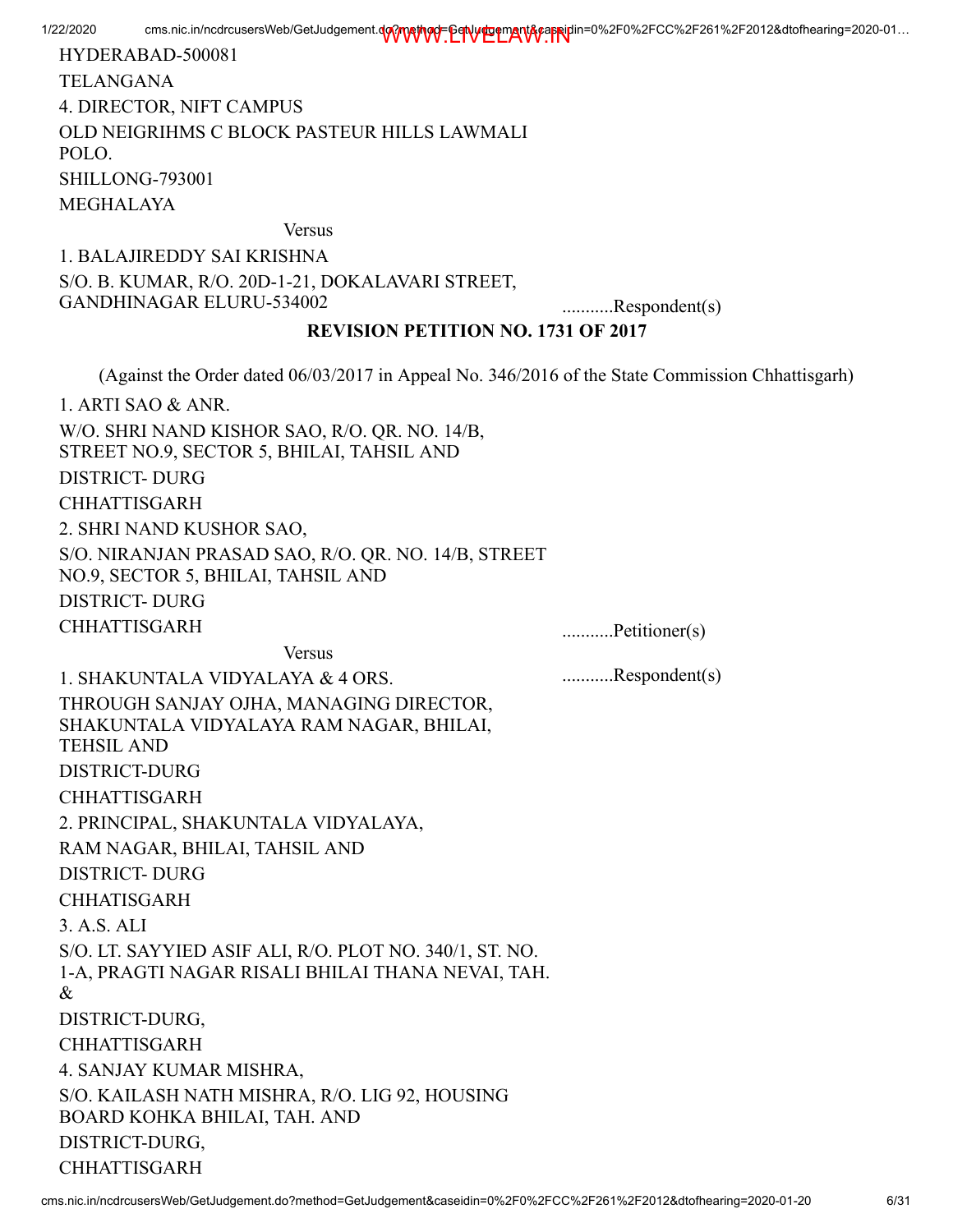HYDERABAD-500081

TELANGANA

4. DIRECTOR, NIFT CAMPUS

OLD NEIGRIHMS C BLOCK PASTEUR HILLS LAWMALI POLO.

SHILLONG-793001

MEGHALAYA

Versus

1. BALAJIREDDY SAI KRISHNA

S/O. B. KUMAR, R/O. 20D-1-21, DOKALAVARI STREET, GANDHINAGAR ELURU-534002 ...........Respondent(s)

**REVISION PETITION NO. 1731 OF 2017**

(Against the Order dated 06/03/2017 in Appeal No. 346/2016 of the State Commission Chhattisgarh)

1. ARTI SAO & ANR.

W/O. SHRI NAND KISHOR SAO, R/O. QR. NO. 14/B, STREET NO.9, SECTOR 5, BHILAI, TAHSIL AND

DISTRICT- DURG

CHHATTISGARH

2. SHRI NAND KUSHOR SAO,

S/O. NIRANJAN PRASAD SAO, R/O. QR. NO. 14/B, STREET NO.9, SECTOR 5, BHILAI, TAHSIL AND

DISTRICT- DURG

CHHATTISGARH ...........Petitioner(s)

Versus

1. SHAKUNTALA VIDYALAYA & 4 ORS. ...........Respondent(s)

THROUGH SANJAY OJHA, MANAGING DIRECTOR, SHAKUNTALA VIDYALAYA RAM NAGAR, BHILAI, TEHSIL AND

DISTRICT-DURG

CHHATTISGARH

2. PRINCIPAL, SHAKUNTALA VIDYALAYA,

RAM NAGAR, BHILAI, TAHSIL AND

DISTRICT- DURG

CHHATISGARH

3. A.S. ALI

S/O. LT. SAYYIED ASIF ALI, R/O. PLOT NO. 340/1, ST. NO. 1-A, PRAGTI NAGAR RISALI BHILAI THANA NEVAI, TAH. &

DISTRICT-DURG,

CHHATTISGARH

4. SANJAY KUMAR MISHRA,

S/O. KAILASH NATH MISHRA, R/O. LIG 92, HOUSING BOARD KOHKA BHILAI, TAH. AND

DISTRICT-DURG,

CHHATTISGARH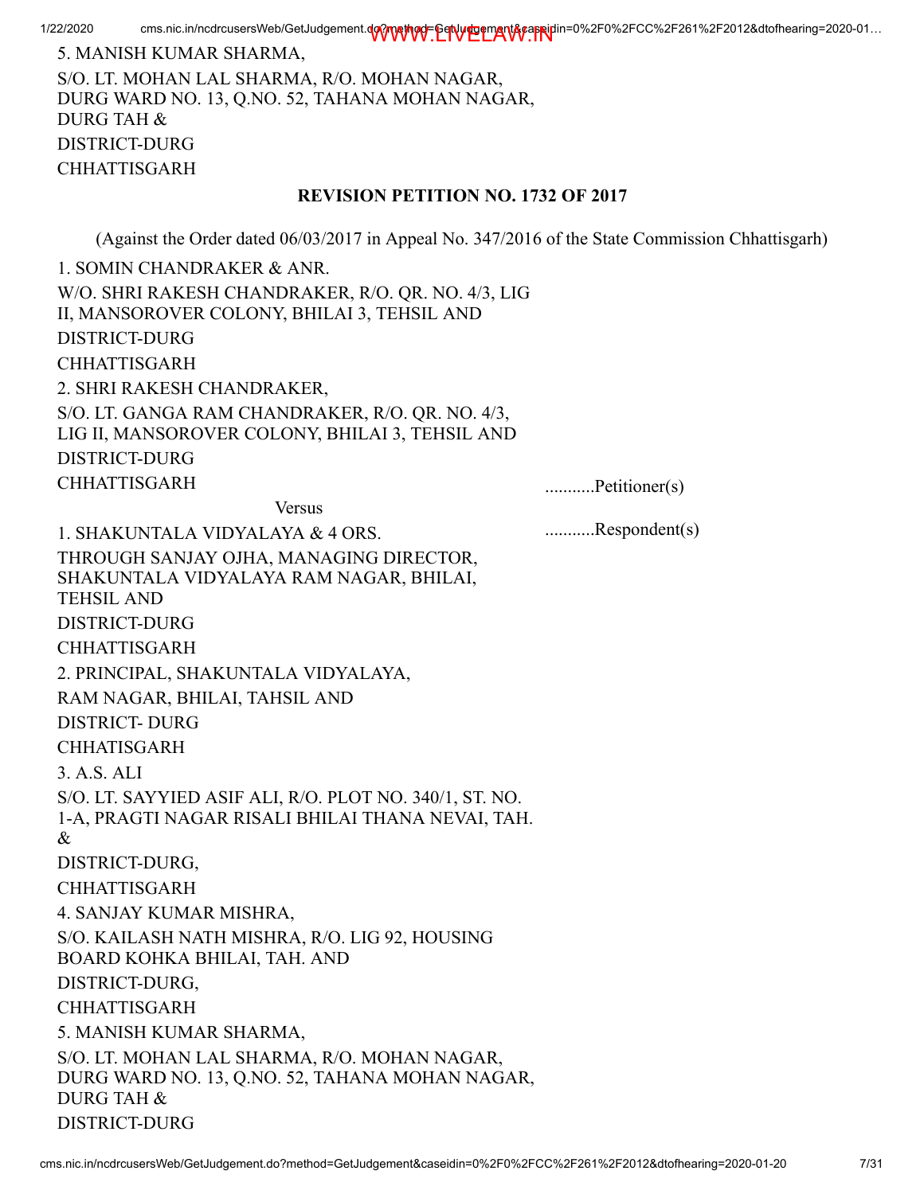5. MANISH KUMAR SHARMA,

S/O. LT. MOHAN LAL SHARMA, R/O. MOHAN NAGAR, DURG WARD NO. 13, Q.NO. 52, TAHANA MOHAN NAGAR, DURG TAH &

DISTRICT-DURG

CHHATTISGARH

**REVISION PETITION NO. 1732 OF 2017**

(Against the Order dated 06/03/2017 in Appeal No. 347/2016 of the State Commission Chhattisgarh)

1. SOMIN CHANDRAKER & ANR.

W/O. SHRI RAKESH CHANDRAKER, R/O. QR. NO. 4/3, LIG II, MANSOROVER COLONY, BHILAI 3, TEHSIL AND

DISTRICT-DURG

CHHATTISGARH

2. SHRI RAKESH CHANDRAKER,

S/O. LT. GANGA RAM CHANDRAKER, R/O. QR. NO. 4/3, LIG II, MANSOROVER COLONY, BHILAI 3, TEHSIL AND

DISTRICT-DURG

CHHATTISGARH ...........Petitioner(s)

Versus

1. SHAKUNTALA VIDYALAYA & 4 ORS. ...........Respondent(s)

THROUGH SANJAY OJHA, MANAGING DIRECTOR, SHAKUNTALA VIDYALAYA RAM NAGAR, BHILAI, TEHSIL AND

DISTRICT-DURG

CHHATTISGARH

2. PRINCIPAL, SHAKUNTALA VIDYALAYA,

RAM NAGAR, BHILAI, TAHSIL AND

DISTRICT- DURG

CHHATISGARH

3. A.S. ALI

S/O. LT. SAYYIED ASIF ALI, R/O. PLOT NO. 340/1, ST. NO. 1-A, PRAGTI NAGAR RISALI BHILAI THANA NEVAI, TAH. &

DISTRICT-DURG,

CHHATTISGARH

4. SANJAY KUMAR MISHRA,

S/O. KAILASH NATH MISHRA, R/O. LIG 92, HOUSING BOARD KOHKA BHILAI, TAH. AND

DISTRICT-DURG,

CHHATTISGARH

5. MANISH KUMAR SHARMA,

S/O. LT. MOHAN LAL SHARMA, R/O. MOHAN NAGAR, DURG WARD NO. 13, Q.NO. 52, TAHANA MOHAN NAGAR, DURG TAH &

DISTRICT-DURG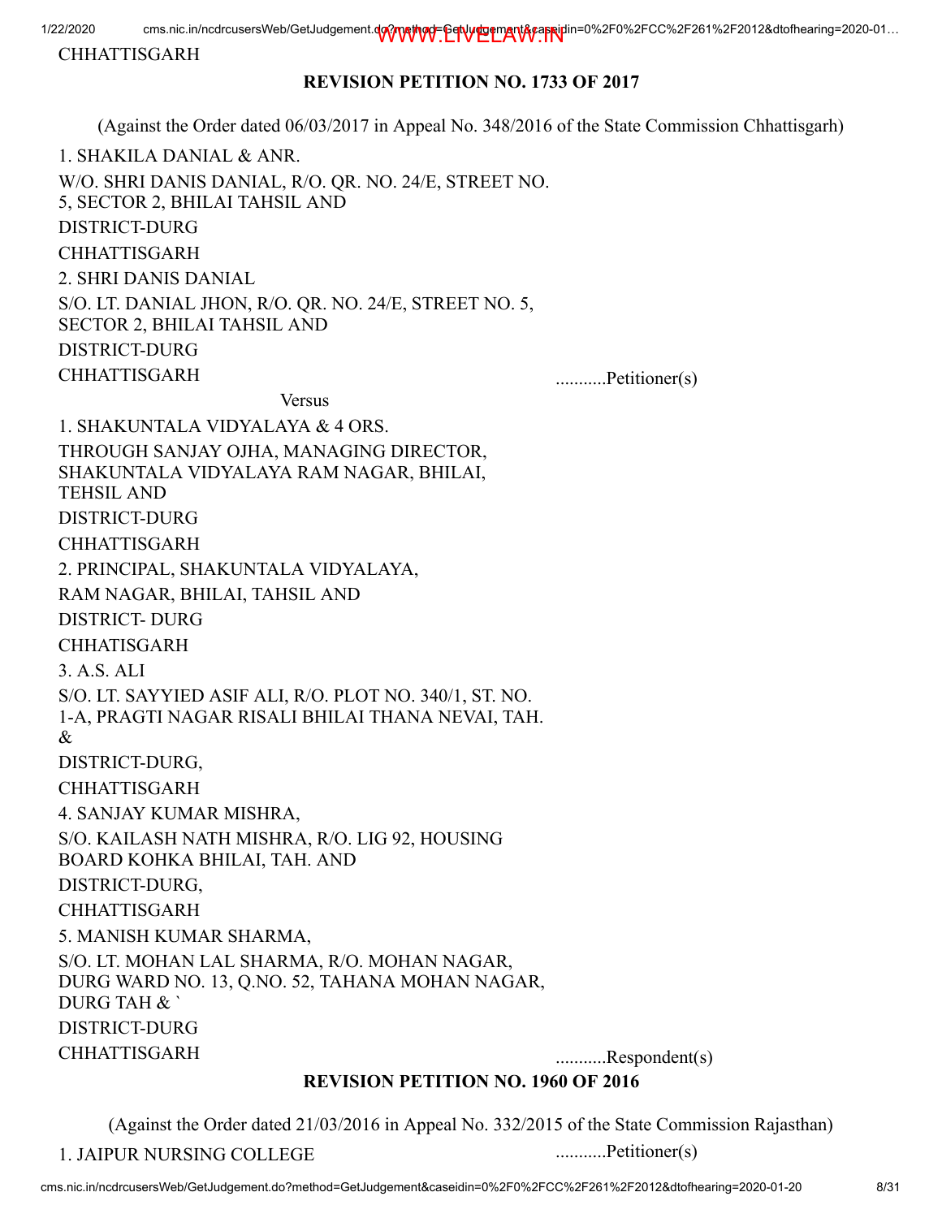CHHATTISGARH

**REVISION PETITION NO. 1733 OF 2017**

(Against the Order dated 06/03/2017 in Appeal No. 348/2016 of the State Commission Chhattisgarh)

1. SHAKILA DANIAL & ANR.
W/O. SHRI DANIS DANIAL, R/O. QR. NO. 24/E, STREET NO. 5, SECTOR 2, BHILAI TAHSIL AND
DISTRICT-DURG
CHHATTISGARH
2. SHRI DANIS DANIAL
S/O. LT. DANIAL JHON, R/O. QR. NO. 24/E, STREET NO. 5, SECTOR 2, BHILAI TAHSIL AND
DISTRICT-DURG
CHHATTISGARH ...........Petitioner(s)

Versus

1. SHAKUNTALA VIDYALAYA & 4 ORS.
THROUGH SANJAY OJHA, MANAGING DIRECTOR, SHAKUNTALA VIDYALAYA RAM NAGAR, BHILAI, TEHSIL AND
DISTRICT-DURG
CHHATTISGARH
2. PRINCIPAL, SHAKUNTALA VIDYALAYA,
RAM NAGAR, BHILAI, TAHSIL AND
DISTRICT- DURG
CHHATISGARH
3. A.S. ALI
S/O. LT. SAYYIED ASIF ALI, R/O. PLOT NO. 340/1, ST. NO. 1-A, PRAGTI NAGAR RISALI BHILAI THANA NEVAI, TAH. &
DISTRICT-DURG,
CHHATTISGARH
4. SANJAY KUMAR MISHRA,
S/O. KAILASH NATH MISHRA, R/O. LIG 92, HOUSING BOARD KOHKA BHILAI, TAH. AND
DISTRICT-DURG,
CHHATTISGARH
5. MANISH KUMAR SHARMA,
S/O. LT. MOHAN LAL SHARMA, R/O. MOHAN NAGAR, DURG WARD NO. 13, Q.NO. 52, TAHANA MOHAN NAGAR, DURG TAH & `
DISTRICT-DURG
CHHATTISGARH ...........Respondent(s)

**REVISION PETITION NO. 1960 OF 2016**

(Against the Order dated 21/03/2016 in Appeal No. 332/2015 of the State Commission Rajasthan)

1. JAIPUR NURSING COLLEGE ...........Petitioner(s)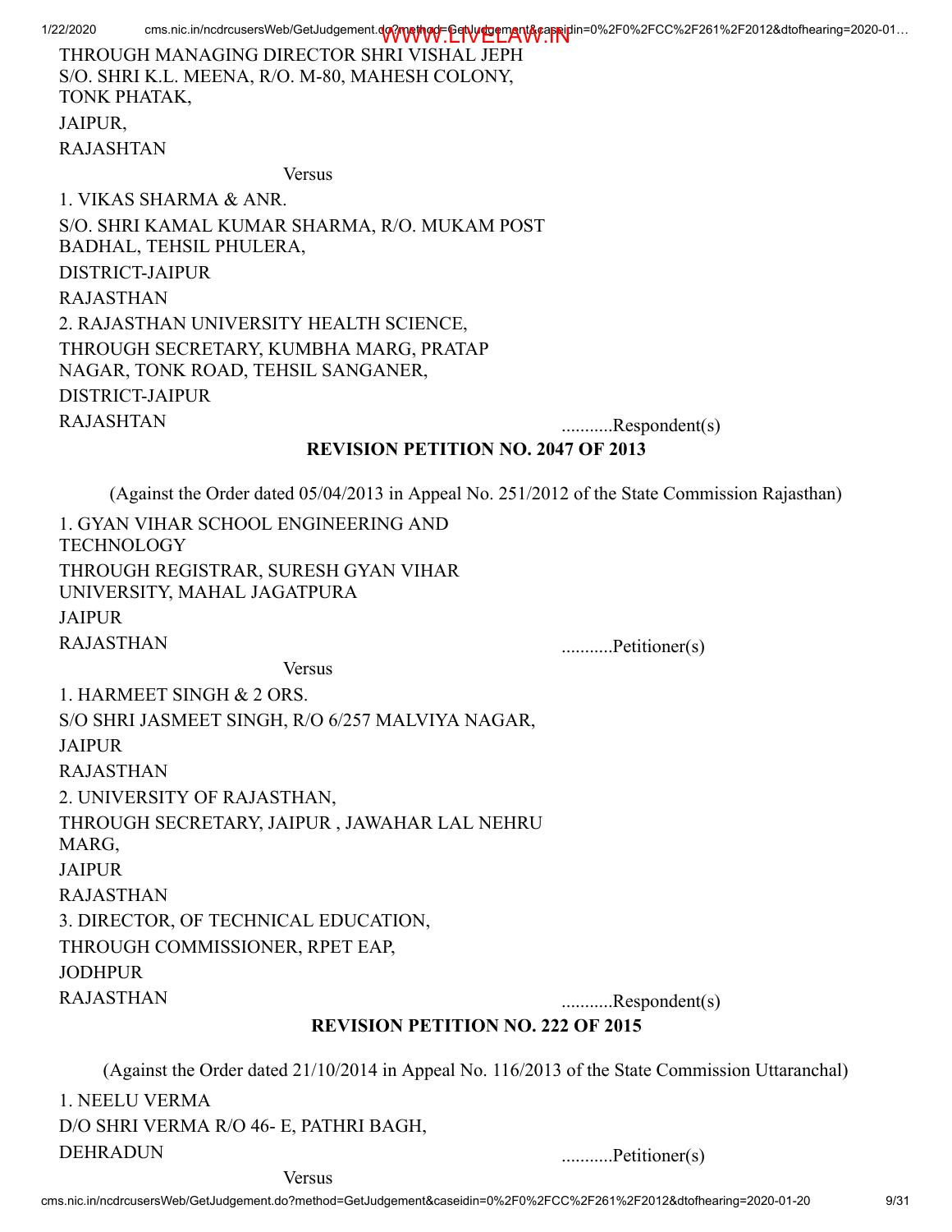THROUGH MANAGING DIRECTOR SHRI VISHAL JEPH
S/O. SHRI K.L. MEENA, R/O. M-80, MAHESH COLONY,
TONK PHATAK,
JAIPUR,
RAJASHTAN

Versus

1. VIKAS SHARMA & ANR.
S/O. SHRI KAMAL KUMAR SHARMA, R/O. MUKAM POST BADHAL, TEHSIL PHULERA,
DISTRICT-JAIPUR
RAJASTHAN
2. RAJASTHAN UNIVERSITY HEALTH SCIENCE,
THROUGH SECRETARY, KUMBHA MARG, PRATAP NAGAR, TONK ROAD, TEHSIL SANGANER,
DISTRICT-JAIPUR
RAJASHTAN ...........Respondent(s)

**REVISION PETITION NO. 2047 OF 2013**

(Against the Order dated 05/04/2013 in Appeal No. 251/2012 of the State Commission Rajasthan)

1. GYAN VIHAR SCHOOL ENGINEERING AND TECHNOLOGY
THROUGH REGISTRAR, SURESH GYAN VIHAR UNIVERSITY, MAHAL JAGATPURA
JAIPUR
RAJASTHAN ...........Petitioner(s)

Versus

1. HARMEET SINGH & 2 ORS.
S/O SHRI JASMEET SINGH, R/O 6/257 MALVIYA NAGAR,
JAIPUR
RAJASTHAN
2. UNIVERSITY OF RAJASTHAN,
THROUGH SECRETARY, JAIPUR , JAWAHAR LAL NEHRU MARG,
JAIPUR
RAJASTHAN
3. DIRECTOR, OF TECHNICAL EDUCATION,
THROUGH COMMISSIONER, RPET EAP,
JODHPUR
RAJASTHAN ...........Respondent(s)

**REVISION PETITION NO. 222 OF 2015**

(Against the Order dated 21/10/2014 in Appeal No. 116/2013 of the State Commission Uttaranchal)

1. NEELU VERMA
D/O SHRI VERMA R/O 46- E, PATHRI BAGH,
DEHRADUN ...........Petitioner(s)

Versus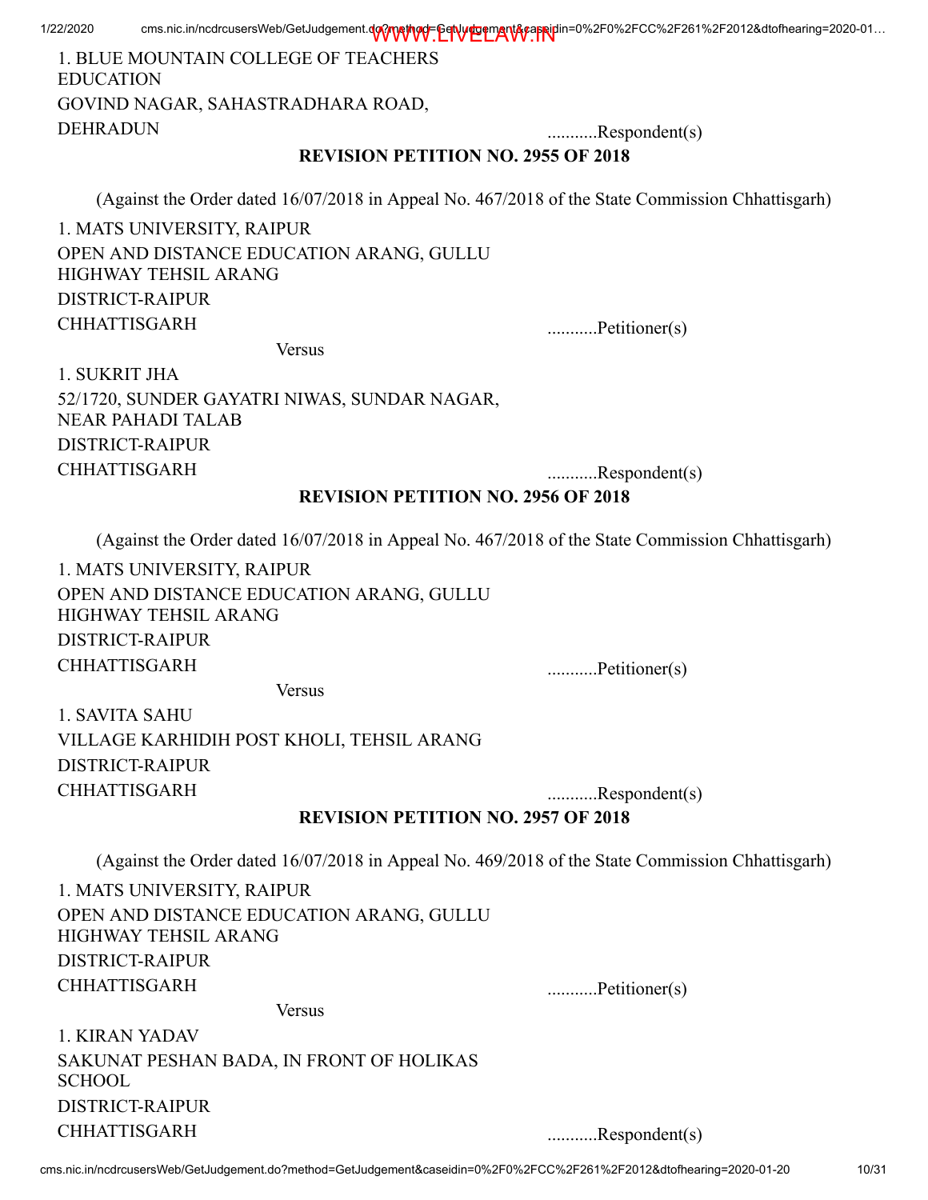1. BLUE MOUNTAIN COLLEGE OF TEACHERS EDUCATION
GOVIND NAGAR, SAHASTRADHARA ROAD,
DEHRADUN ...........Respondent(s)

**REVISION PETITION NO. 2955 OF 2018**

(Against the Order dated 16/07/2018 in Appeal No. 467/2018 of the State Commission Chhattisgarh)

1. MATS UNIVERSITY, RAIPUR
OPEN AND DISTANCE EDUCATION ARANG, GULLU HIGHWAY TEHSIL ARANG
DISTRICT-RAIPUR
CHHATTISGARH ...........Petitioner(s)

Versus

1. SUKRIT JHA
52/1720, SUNDER GAYATRI NIWAS, SUNDAR NAGAR, NEAR PAHADI TALAB
DISTRICT-RAIPUR
CHHATTISGARH ...........Respondent(s)

**REVISION PETITION NO. 2956 OF 2018**

(Against the Order dated 16/07/2018 in Appeal No. 467/2018 of the State Commission Chhattisgarh)

1. MATS UNIVERSITY, RAIPUR
OPEN AND DISTANCE EDUCATION ARANG, GULLU HIGHWAY TEHSIL ARANG
DISTRICT-RAIPUR
CHHATTISGARH ...........Petitioner(s)

Versus

1. SAVITA SAHU
VILLAGE KARHIDIH POST KHOLI, TEHSIL ARANG
DISTRICT-RAIPUR
CHHATTISGARH ...........Respondent(s)

**REVISION PETITION NO. 2957 OF 2018**

(Against the Order dated 16/07/2018 in Appeal No. 469/2018 of the State Commission Chhattisgarh)

1. MATS UNIVERSITY, RAIPUR
OPEN AND DISTANCE EDUCATION ARANG, GULLU HIGHWAY TEHSIL ARANG
DISTRICT-RAIPUR
CHHATTISGARH ...........Petitioner(s)

Versus

1. KIRAN YADAV
SAKUNAT PESHAN BADA, IN FRONT OF HOLIKAS SCHOOL
DISTRICT-RAIPUR
CHHATTISGARH ...........Respondent(s)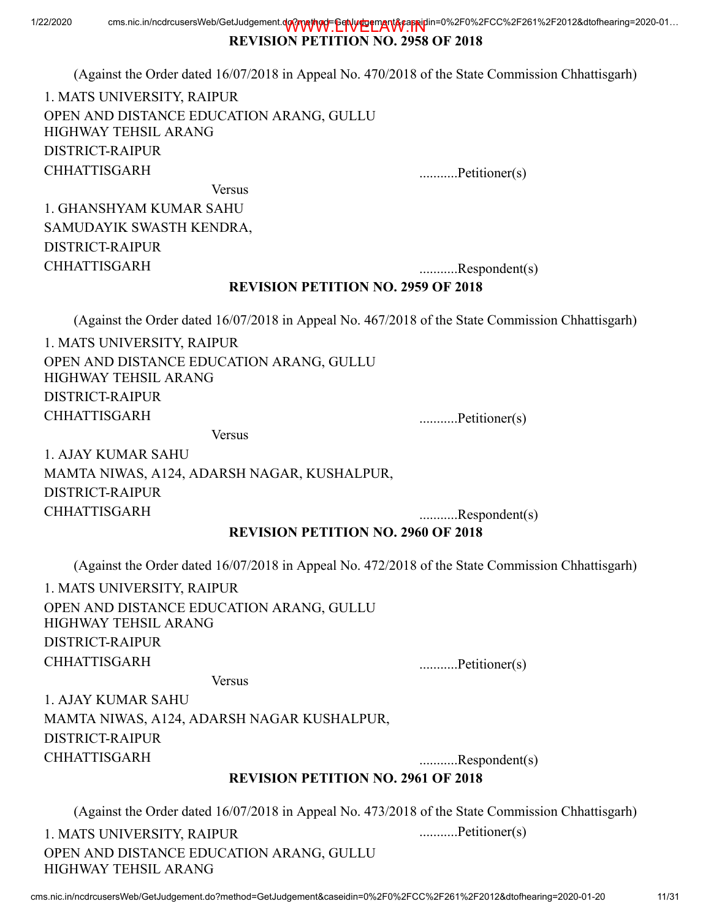**REVISION PETITION NO. 2958 OF 2018**

(Against the Order dated 16/07/2018 in Appeal No. 470/2018 of the State Commission Chhattisgarh)

1. MATS UNIVERSITY, RAIPUR
OPEN AND DISTANCE EDUCATION ARANG, GULLU HIGHWAY TEHSIL ARANG
DISTRICT-RAIPUR
CHHATTISGARH ...........Petitioner(s)

Versus

1. GHANSHYAM KUMAR SAHU
SAMUDAYIK SWASTH KENDRA,
DISTRICT-RAIPUR
CHHATTISGARH ...........Respondent(s)

**REVISION PETITION NO. 2959 OF 2018**

(Against the Order dated 16/07/2018 in Appeal No. 467/2018 of the State Commission Chhattisgarh)

1. MATS UNIVERSITY, RAIPUR
OPEN AND DISTANCE EDUCATION ARANG, GULLU HIGHWAY TEHSIL ARANG
DISTRICT-RAIPUR
CHHATTISGARH ...........Petitioner(s)

Versus

1. AJAY KUMAR SAHU
MAMTA NIWAS, A124, ADARSH NAGAR, KUSHALPUR,
DISTRICT-RAIPUR
CHHATTISGARH ...........Respondent(s)

**REVISION PETITION NO. 2960 OF 2018**

(Against the Order dated 16/07/2018 in Appeal No. 472/2018 of the State Commission Chhattisgarh)

1. MATS UNIVERSITY, RAIPUR
OPEN AND DISTANCE EDUCATION ARANG, GULLU HIGHWAY TEHSIL ARANG
DISTRICT-RAIPUR
CHHATTISGARH ...........Petitioner(s)

Versus

1. AJAY KUMAR SAHU
MAMTA NIWAS, A124, ADARSH NAGAR KUSHALPUR,
DISTRICT-RAIPUR
CHHATTISGARH ...........Respondent(s)

**REVISION PETITION NO. 2961 OF 2018**

(Against the Order dated 16/07/2018 in Appeal No. 473/2018 of the State Commission Chhattisgarh)

1. MATS UNIVERSITY, RAIPUR ...........Petitioner(s)
OPEN AND DISTANCE EDUCATION ARANG, GULLU HIGHWAY TEHSIL ARANG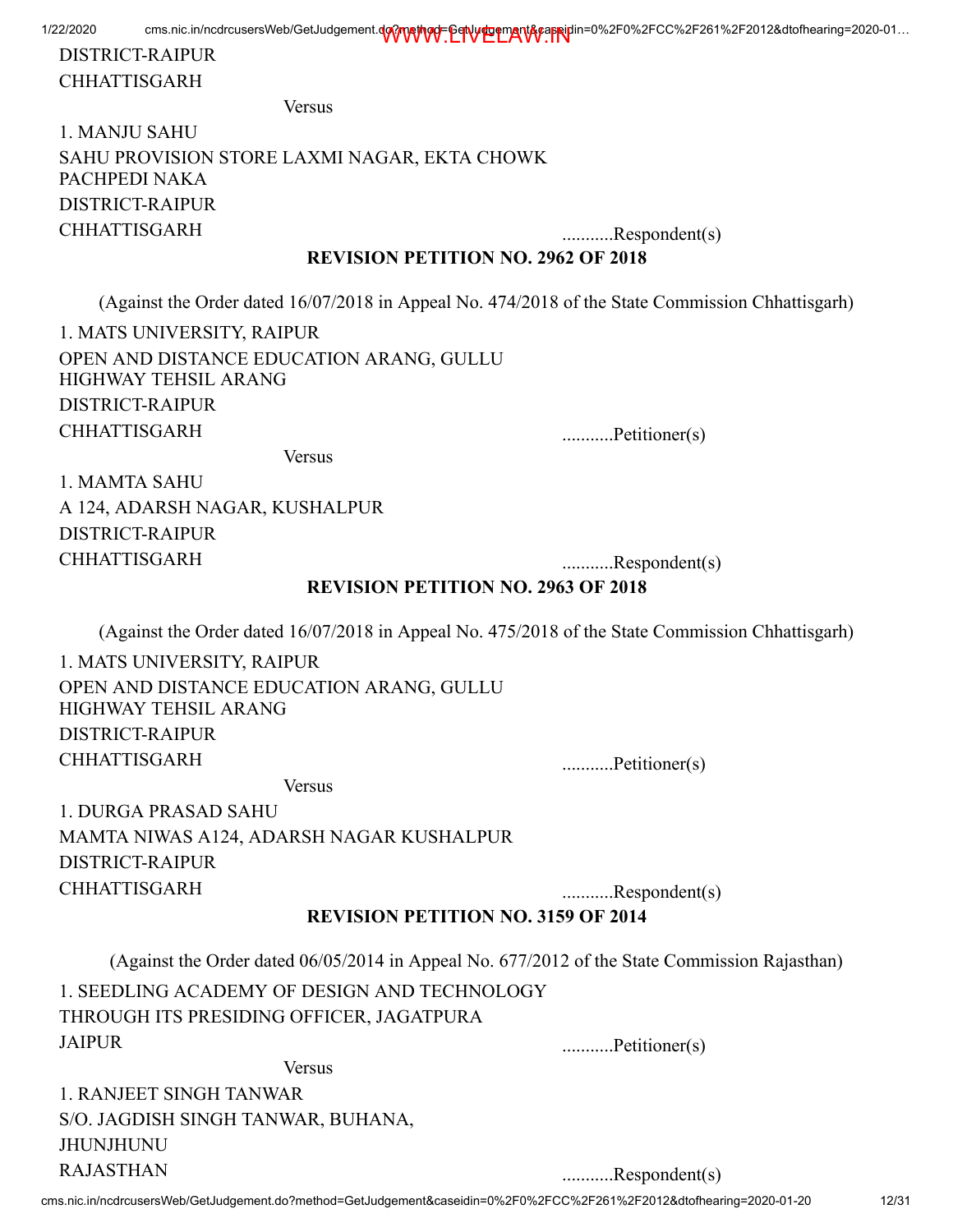DISTRICT-RAIPUR
CHHATTISGARH

Versus

1. MANJU SAHU
SAHU PROVISION STORE LAXMI NAGAR, EKTA CHOWK PACHPEDI NAKA
DISTRICT-RAIPUR
CHHATTISGARH ...........Respondent(s)

**REVISION PETITION NO. 2962 OF 2018**

(Against the Order dated 16/07/2018 in Appeal No. 474/2018 of the State Commission Chhattisgarh)

1. MATS UNIVERSITY, RAIPUR
OPEN AND DISTANCE EDUCATION ARANG, GULLU HIGHWAY TEHSIL ARANG
DISTRICT-RAIPUR
CHHATTISGARH ...........Petitioner(s)

Versus

1. MAMTA SAHU
A 124, ADARSH NAGAR, KUSHALPUR
DISTRICT-RAIPUR
CHHATTISGARH ...........Respondent(s)

**REVISION PETITION NO. 2963 OF 2018**

(Against the Order dated 16/07/2018 in Appeal No. 475/2018 of the State Commission Chhattisgarh)

1. MATS UNIVERSITY, RAIPUR
OPEN AND DISTANCE EDUCATION ARANG, GULLU HIGHWAY TEHSIL ARANG
DISTRICT-RAIPUR
CHHATTISGARH ...........Petitioner(s)

Versus

1. DURGA PRASAD SAHU
MAMTA NIWAS A124, ADARSH NAGAR KUSHALPUR
DISTRICT-RAIPUR
CHHATTISGARH ...........Respondent(s)

**REVISION PETITION NO. 3159 OF 2014**

(Against the Order dated 06/05/2014 in Appeal No. 677/2012 of the State Commission Rajasthan)

1. SEEDLING ACADEMY OF DESIGN AND TECHNOLOGY
THROUGH ITS PRESIDING OFFICER, JAGATPURA
JAIPUR ...........Petitioner(s)

Versus

1. RANJEET SINGH TANWAR
S/O. JAGDISH SINGH TANWAR, BUHANA,
JHUNJHUNU
RAJASTHAN ...........Respondent(s)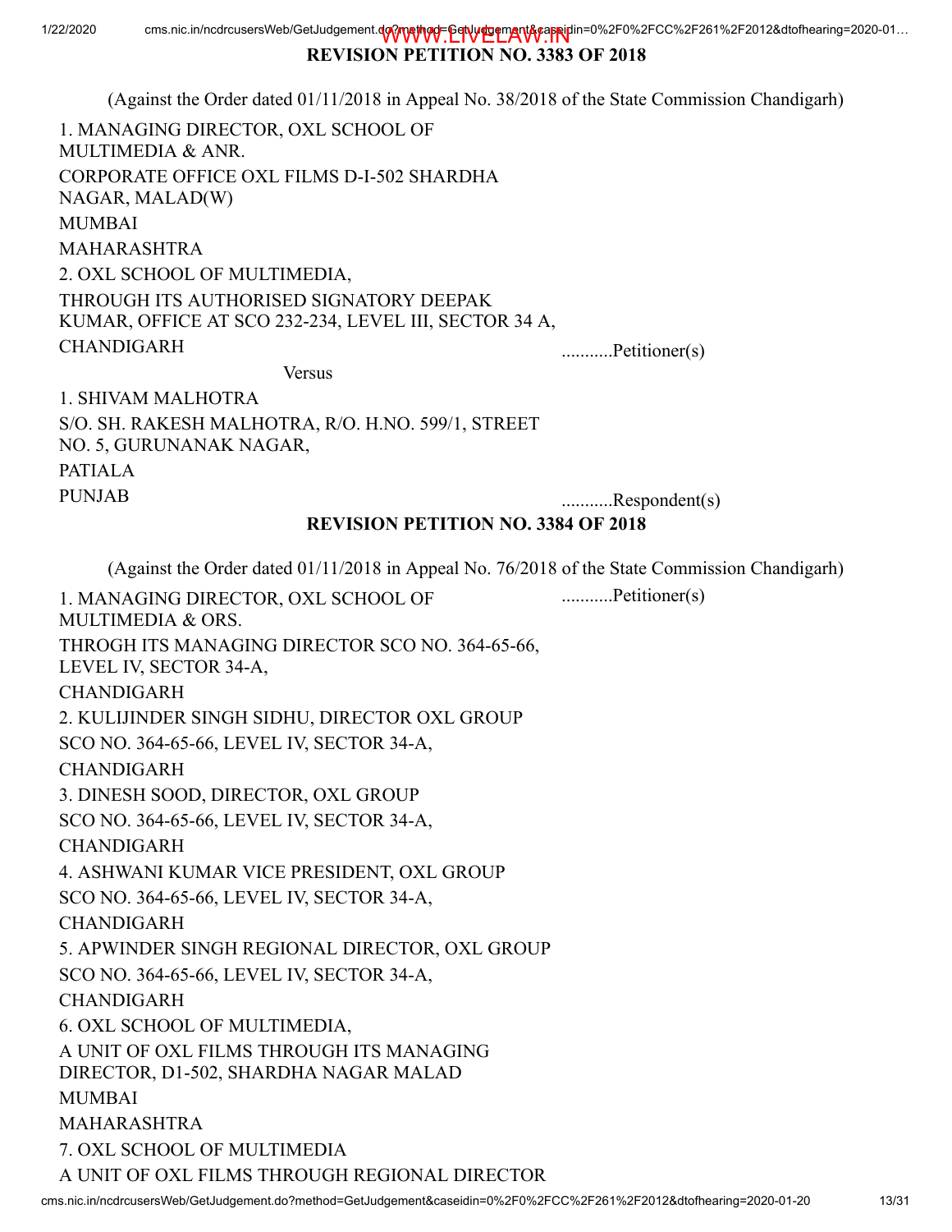## REVISION PETITION NO. 3383 OF 2018

(Against the Order dated 01/11/2018 in Appeal No. 38/2018 of the State Commission Chandigarh)

1. MANAGING DIRECTOR, OXL SCHOOL OF MULTIMEDIA & ANR.
CORPORATE OFFICE OXL FILMS D-I-502 SHARDHA NAGAR, MALAD(W)
MUMBAI
MAHARASHTRA
2. OXL SCHOOL OF MULTIMEDIA,
THROUGH ITS AUTHORISED SIGNATORY DEEPAK KUMAR, OFFICE AT SCO 232-234, LEVEL III, SECTOR 34 A,
CHANDIGARH ...........Petitioner(s)

Versus

1. SHIVAM MALHOTRA
S/O. SH. RAKESH MALHOTRA, R/O. H.NO. 599/1, STREET NO. 5, GURUNANAK NAGAR,
PATIALA
PUNJAB ...........Respondent(s)

## REVISION PETITION NO. 3384 OF 2018

(Against the Order dated 01/11/2018 in Appeal No. 76/2018 of the State Commission Chandigarh)

1. MANAGING DIRECTOR, OXL SCHOOL OF MULTIMEDIA & ORS. ...........Petitioner(s)
THROGH ITS MANAGING DIRECTOR SCO NO. 364-65-66, LEVEL IV, SECTOR 34-A,
CHANDIGARH
2. KULIJINDER SINGH SIDHU, DIRECTOR OXL GROUP
SCO NO. 364-65-66, LEVEL IV, SECTOR 34-A,
CHANDIGARH
3. DINESH SOOD, DIRECTOR, OXL GROUP
SCO NO. 364-65-66, LEVEL IV, SECTOR 34-A,
CHANDIGARH
4. ASHWANI KUMAR VICE PRESIDENT, OXL GROUP
SCO NO. 364-65-66, LEVEL IV, SECTOR 34-A,
CHANDIGARH
5. APWINDER SINGH REGIONAL DIRECTOR, OXL GROUP
SCO NO. 364-65-66, LEVEL IV, SECTOR 34-A,
CHANDIGARH
6. OXL SCHOOL OF MULTIMEDIA,
A UNIT OF OXL FILMS THROUGH ITS MANAGING DIRECTOR, D1-502, SHARDHA NAGAR MALAD
MUMBAI
MAHARASHTRA
7. OXL SCHOOL OF MULTIMEDIA
A UNIT OF OXL FILMS THROUGH REGIONAL DIRECTOR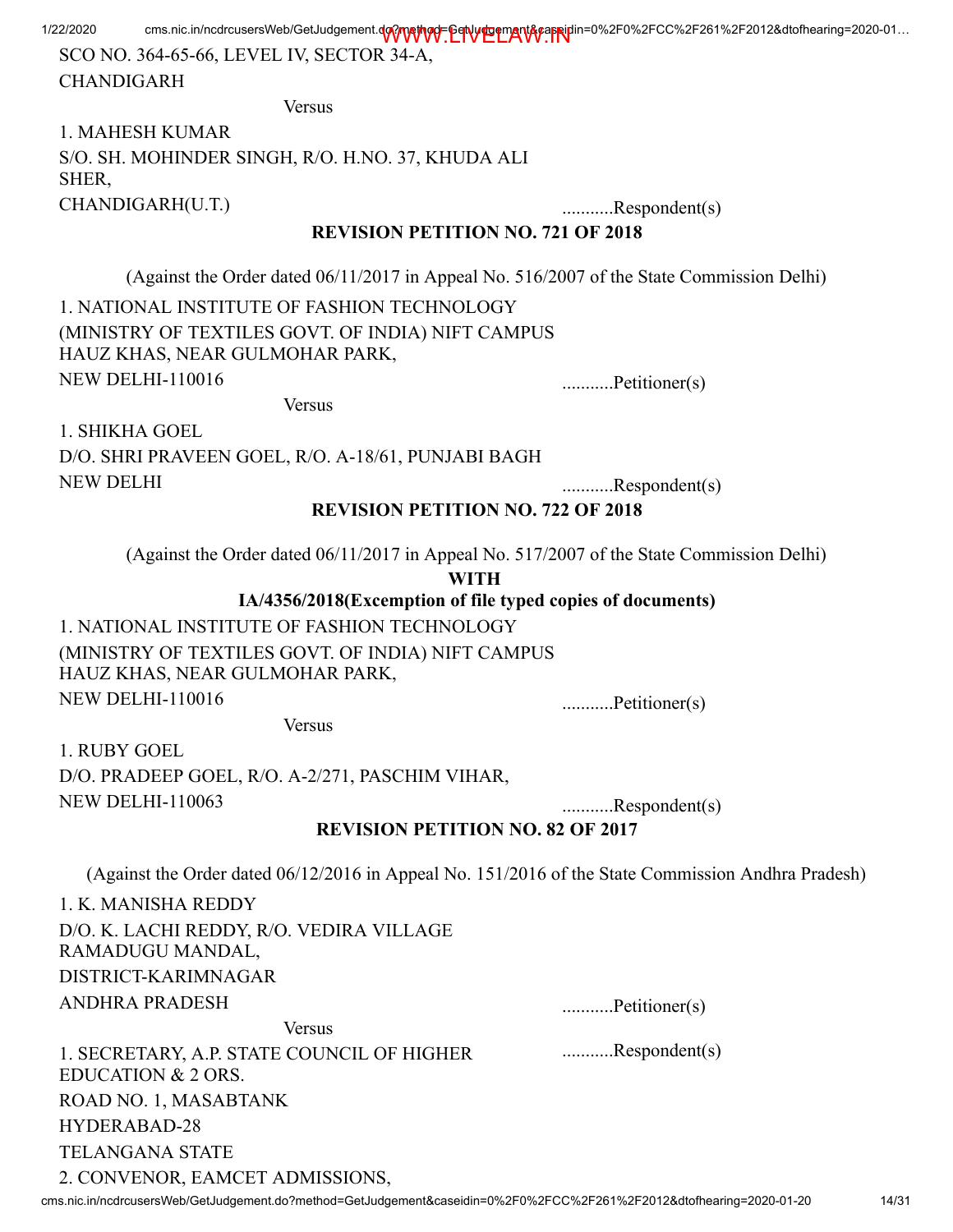SCO NO. 364-65-66, LEVEL IV, SECTOR 34-A,
CHANDIGARH

Versus

1. MAHESH KUMAR
S/O. SH. MOHINDER SINGH, R/O. H.NO. 37, KHUDA ALI SHER,
CHANDIGARH(U.T.) ...........Respondent(s)

**REVISION PETITION NO. 721 OF 2018**

(Against the Order dated 06/11/2017 in Appeal No. 516/2007 of the State Commission Delhi)

1. NATIONAL INSTITUTE OF FASHION TECHNOLOGY
(MINISTRY OF TEXTILES GOVT. OF INDIA) NIFT CAMPUS
HAUZ KHAS, NEAR GULMOHAR PARK,
NEW DELHI-110016 ...........Petitioner(s)

Versus

1. SHIKHA GOEL
D/O. SHRI PRAVEEN GOEL, R/O. A-18/61, PUNJABI BAGH
NEW DELHI ...........Respondent(s)

**REVISION PETITION NO. 722 OF 2018**

(Against the Order dated 06/11/2017 in Appeal No. 517/2007 of the State Commission Delhi)

**WITH**

**IA/4356/2018(Excemption of file typed copies of documents)**

1. NATIONAL INSTITUTE OF FASHION TECHNOLOGY
(MINISTRY OF TEXTILES GOVT. OF INDIA) NIFT CAMPUS
HAUZ KHAS, NEAR GULMOHAR PARK,
NEW DELHI-110016 ...........Petitioner(s)

Versus

1. RUBY GOEL
D/O. PRADEEP GOEL, R/O. A-2/271, PASCHIM VIHAR,
NEW DELHI-110063 ...........Respondent(s)

**REVISION PETITION NO. 82 OF 2017**

(Against the Order dated 06/12/2016 in Appeal No. 151/2016 of the State Commission Andhra Pradesh)

1. K. MANISHA REDDY
D/O. K. LACHI REDDY, R/O. VEDIRA VILLAGE
RAMADUGU MANDAL,
DISTRICT-KARIMNAGAR
ANDHRA PRADESH ...........Petitioner(s)

Versus

1. SECRETARY, A.P. STATE COUNCIL OF HIGHER EDUCATION & 2 ORS. ...........Respondent(s)
ROAD NO. 1, MASABTANK
HYDERABAD-28
TELANGANA STATE
2. CONVENOR, EAMCET ADMISSIONS,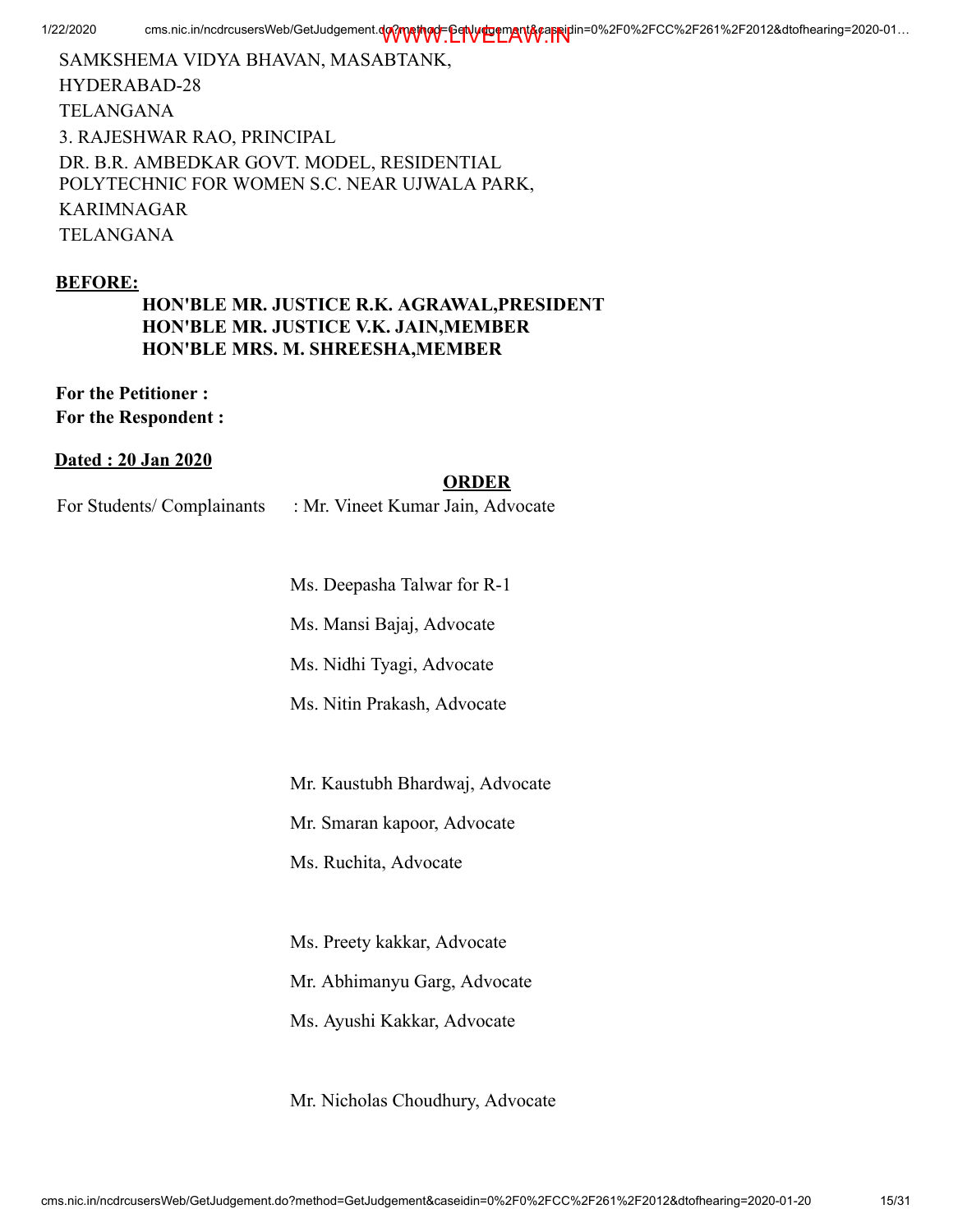SAMKSHEMA VIDYA BHAVAN, MASABTANK,
HYDERABAD-28
TELANGANA

3. RAJESHWAR RAO, PRINCIPAL
DR. B.R. AMBEDKAR GOVT. MODEL, RESIDENTIAL POLYTECHNIC FOR WOMEN S.C. NEAR UJWALA PARK,
KARIMNAGAR
TELANGANA

**BEFORE:**

**HON'BLE MR. JUSTICE R.K. AGRAWAL,PRESIDENT**
**HON'BLE MR. JUSTICE V.K. JAIN,MEMBER**
**HON'BLE MRS. M. SHREESHA,MEMBER**

**For the Petitioner :**
**For the Respondent :**

**Dated : 20 Jan 2020**

**ORDER**

For Students/ Complainants : Mr. Vineet Kumar Jain, Advocate

Ms. Deepasha Talwar for R-1

Ms. Mansi Bajaj, Advocate

Ms. Nidhi Tyagi, Advocate

Ms. Nitin Prakash, Advocate

Mr. Kaustubh Bhardwaj, Advocate

Mr. Smaran kapoor, Advocate

Ms. Ruchita, Advocate

Ms. Preety kakkar, Advocate

Mr. Abhimanyu Garg, Advocate

Ms. Ayushi Kakkar, Advocate

Mr. Nicholas Choudhury, Advocate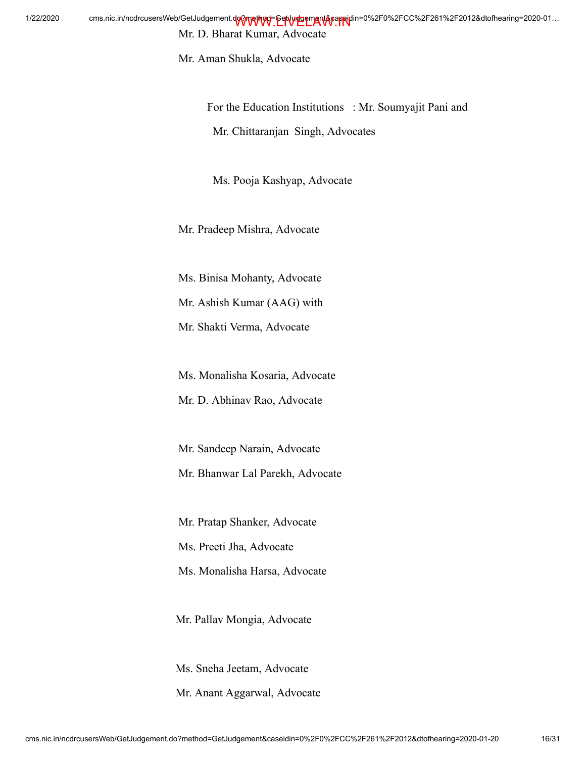Mr. D. Bharat Kumar, Advocate

Mr. Aman Shukla, Advocate

For the Education Institutions : Mr. Soumyajit Pani and

Mr. Chittaranjan Singh, Advocates

Ms. Pooja Kashyap, Advocate

Mr. Pradeep Mishra, Advocate

Ms. Binisa Mohanty, Advocate

Mr. Ashish Kumar (AAG) with

Mr. Shakti Verma, Advocate

Ms. Monalisha Kosaria, Advocate

Mr. D. Abhinav Rao, Advocate

Mr. Sandeep Narain, Advocate

Mr. Bhanwar Lal Parekh, Advocate

Mr. Pratap Shanker, Advocate

Ms. Preeti Jha, Advocate

Ms. Monalisha Harsa, Advocate

Mr. Pallav Mongia, Advocate

Ms. Sneha Jeetam, Advocate

Mr. Anant Aggarwal, Advocate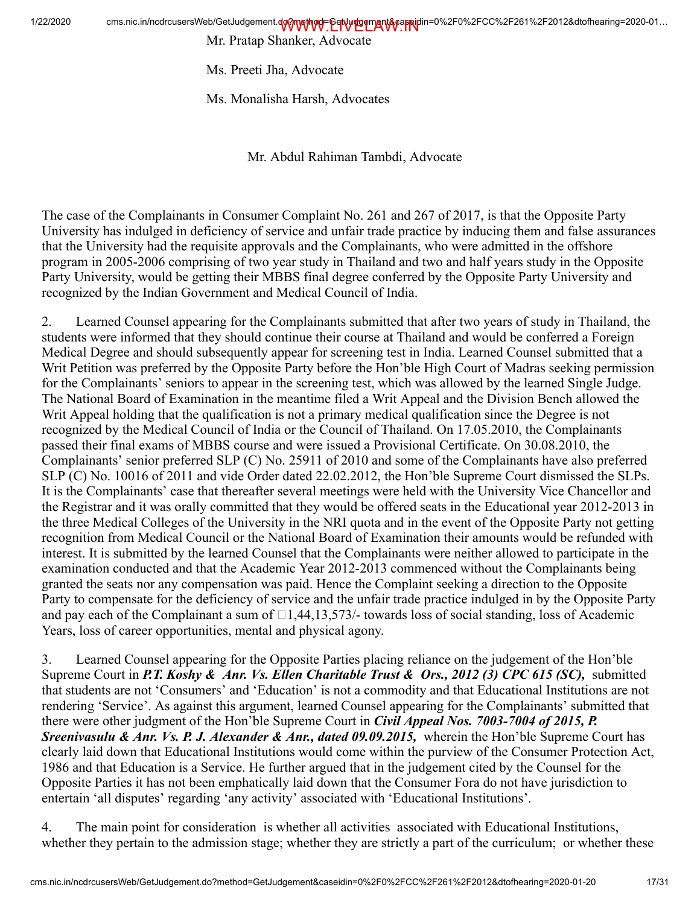Mr. Pratap Shanker, Advocate

Ms. Preeti Jha, Advocate

Ms. Monalisha Harsh, Advocates

Mr. Abdul Rahiman Tambdi, Advocate

The case of the Complainants in Consumer Complaint No. 261 and 267 of 2017, is that the Opposite Party University has indulged in deficiency of service and unfair trade practice by inducing them and false assurances that the University had the requisite approvals and the Complainants, who were admitted in the offshore program in 2005-2006 comprising of two year study in Thailand and two and half years study in the Opposite Party University, would be getting their MBBS final degree conferred by the Opposite Party University and recognized by the Indian Government and Medical Council of India.

2. Learned Counsel appearing for the Complainants submitted that after two years of study in Thailand, the students were informed that they should continue their course at Thailand and would be conferred a Foreign Medical Degree and should subsequently appear for screening test in India. Learned Counsel submitted that a Writ Petition was preferred by the Opposite Party before the Hon'ble High Court of Madras seeking permission for the Complainants' seniors to appear in the screening test, which was allowed by the learned Single Judge. The National Board of Examination in the meantime filed a Writ Appeal and the Division Bench allowed the Writ Appeal holding that the qualification is not a primary medical qualification since the Degree is not recognized by the Medical Council of India or the Council of Thailand. On 17.05.2010, the Complainants passed their final exams of MBBS course and were issued a Provisional Certificate. On 30.08.2010, the Complainants' senior preferred SLP (C) No. 25911 of 2010 and some of the Complainants have also preferred SLP (C) No. 10016 of 2011 and vide Order dated 22.02.2012, the Hon'ble Supreme Court dismissed the SLPs. It is the Complainants' case that thereafter several meetings were held with the University Vice Chancellor and the Registrar and it was orally committed that they would be offered seats in the Educational year 2012-2013 in the three Medical Colleges of the University in the NRI quota and in the event of the Opposite Party not getting recognition from Medical Council or the National Board of Examination their amounts would be refunded with interest. It is submitted by the learned Counsel that the Complainants were neither allowed to participate in the examination conducted and that the Academic Year 2012-2013 commenced without the Complainants being granted the seats nor any compensation was paid. Hence the Complaint seeking a direction to the Opposite Party to compensate for the deficiency of service and the unfair trade practice indulged in by the Opposite Party and pay each of the Complainant a sum of ₹1,44,13,573/- towards loss of social standing, loss of Academic Years, loss of career opportunities, mental and physical agony.

3. Learned Counsel appearing for the Opposite Parties placing reliance on the judgement of the Hon'ble Supreme Court in ***P.T. Koshy & Anr. Vs. Ellen Charitable Trust & Ors., 2012 (3) CPC 615 (SC),*** submitted that students are not 'Consumers' and 'Education' is not a commodity and that Educational Institutions are not rendering 'Service'. As against this argument, learned Counsel appearing for the Complainants' submitted that there were other judgment of the Hon'ble Supreme Court in ***Civil Appeal Nos. 7003-7004 of 2015, P. Sreenivasulu & Anr. Vs. P. J. Alexander & Anr., dated 09.09.2015,*** wherein the Hon'ble Supreme Court has clearly laid down that Educational Institutions would come within the purview of the Consumer Protection Act, 1986 and that Education is a Service. He further argued that in the judgement cited by the Counsel for the Opposite Parties it has not been emphatically laid down that the Consumer Fora do not have jurisdiction to entertain 'all disputes' regarding 'any activity' associated with 'Educational Institutions'.

4. The main point for consideration is whether all activities associated with Educational Institutions, whether they pertain to the admission stage; whether they are strictly a part of the curriculum; or whether these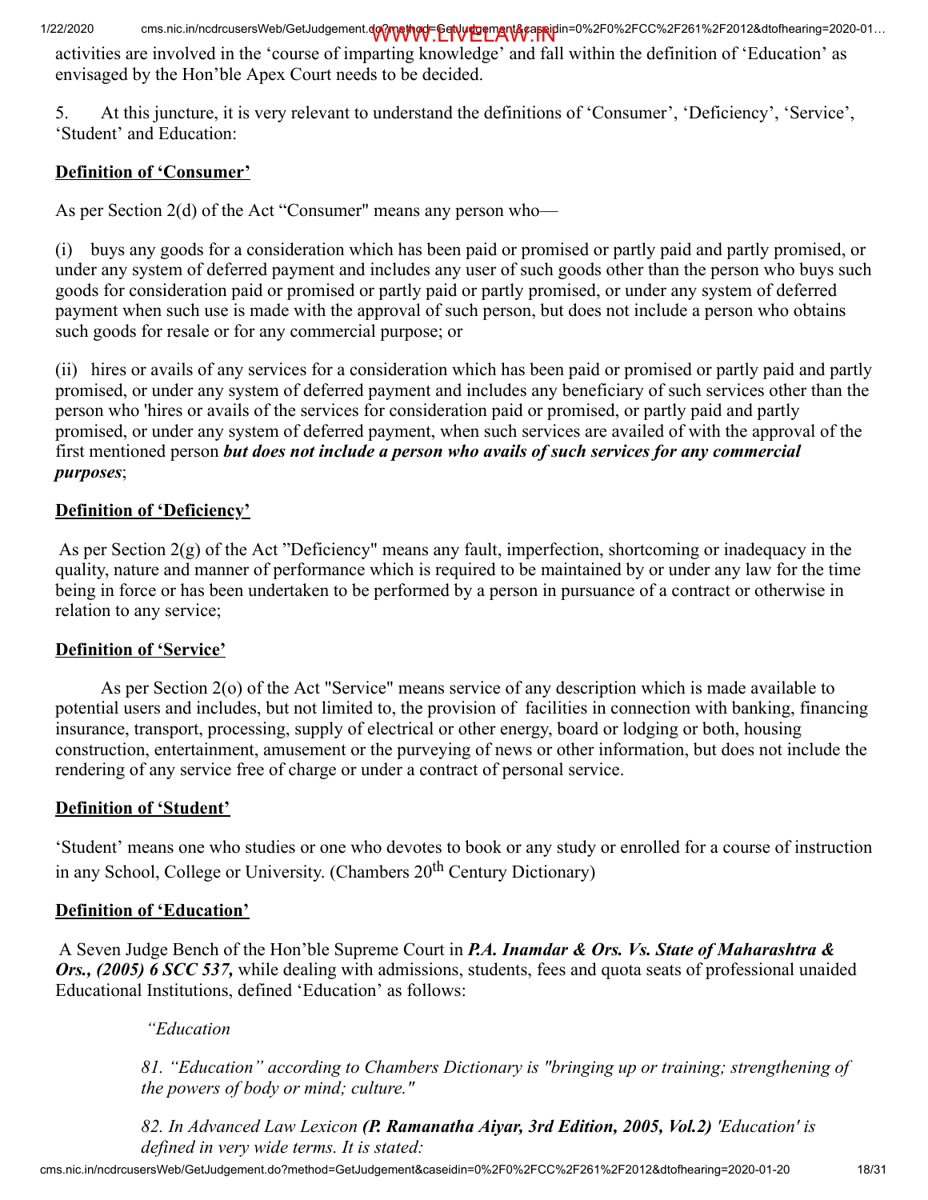activities are involved in the 'course of imparting knowledge' and fall within the definition of 'Education' as envisaged by the Hon'ble Apex Court needs to be decided.

5. At this juncture, it is very relevant to understand the definitions of 'Consumer', 'Deficiency', 'Service', 'Student' and Education:

**<u>Definition of 'Consumer'</u>**

As per Section 2(d) of the Act "Consumer" means any person who—

(i) buys any goods for a consideration which has been paid or promised or partly paid and partly promised, or under any system of deferred payment and includes any user of such goods other than the person who buys such goods for consideration paid or promised or partly paid or partly promised, or under any system of deferred payment when such use is made with the approval of such person, but does not include a person who obtains such goods for resale or for any commercial purpose; or

(ii) hires or avails of any services for a consideration which has been paid or promised or partly paid and partly promised, or under any system of deferred payment and includes any beneficiary of such services other than the person who 'hires or avails of the services for consideration paid or promised, or partly paid and partly promised, or under any system of deferred payment, when such services are availed of with the approval of the first mentioned person ***but does not include a person who avails of such services for any commercial purposes***;

**<u>Definition of 'Deficiency'</u>**

As per Section 2(g) of the Act "Deficiency" means any fault, imperfection, shortcoming or inadequacy in the quality, nature and manner of performance which is required to be maintained by or under any law for the time being in force or has been undertaken to be performed by a person in pursuance of a contract or otherwise in relation to any service;

**<u>Definition of 'Service'</u>**

As per Section 2(o) of the Act "Service" means service of any description which is made available to potential users and includes, but not limited to, the provision of facilities in connection with banking, financing insurance, transport, processing, supply of electrical or other energy, board or lodging or both, housing construction, entertainment, amusement or the purveying of news or other information, but does not include the rendering of any service free of charge or under a contract of personal service.

**<u>Definition of 'Student'</u>**

'Student' means one who studies or one who devotes to book or any study or enrolled for a course of instruction in any School, College or University. (Chambers 20th Century Dictionary)

**<u>Definition of 'Education'</u>**

A Seven Judge Bench of the Hon'ble Supreme Court in ***P.A. Inamdar & Ors. Vs. State of Maharashtra & Ors., (2005) 6 SCC 537,*** while dealing with admissions, students, fees and quota seats of professional unaided Educational Institutions, defined 'Education' as follows:

> *"Education*
>
> *81. "Education" according to Chambers Dictionary is "bringing up or training; strengthening of the powers of body or mind; culture."*
>
> *82. In Advanced Law Lexicon **(P. Ramanatha Aiyar, 3rd Edition, 2005, Vol.2)** 'Education' is defined in very wide terms. It is stated:*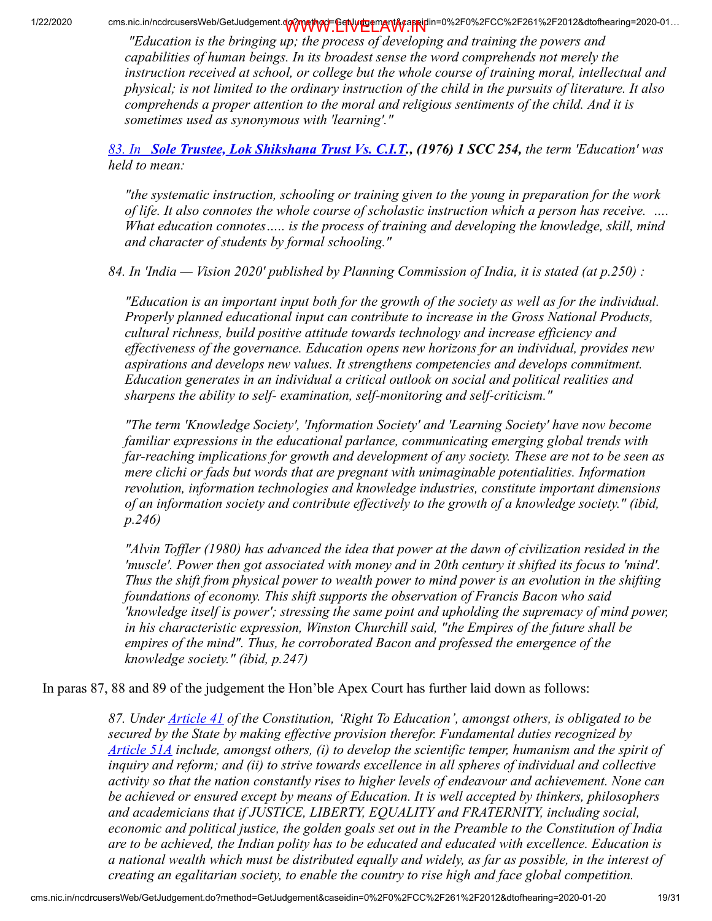*"Education is the bringing up; the process of developing and training the powers and capabilities of human beings. In its broadest sense the word comprehends not merely the instruction received at school, or college but the whole course of training moral, intellectual and physical; is not limited to the ordinary instruction of the child in the pursuits of literature. It also comprehends a proper attention to the moral and religious sentiments of the child. And it is sometimes used as synonymous with 'learning'."*

*83. In* ***Sole Trustee, Lok Shikshana Trust Vs. C.I.T., (1976) 1 SCC 254,*** *the term 'Education' was held to mean:*

*"the systematic instruction, schooling or training given to the young in preparation for the work of life. It also connotes the whole course of scholastic instruction which a person has receive. .... What education connotes..... is the process of training and developing the knowledge, skill, mind and character of students by formal schooling."*

*84. In 'India — Vision 2020' published by Planning Commission of India, it is stated (at p.250) :*

*"Education is an important input both for the growth of the society as well as for the individual. Properly planned educational input can contribute to increase in the Gross National Products, cultural richness, build positive attitude towards technology and increase efficiency and effectiveness of the governance. Education opens new horizons for an individual, provides new aspirations and develops new values. It strengthens competencies and develops commitment. Education generates in an individual a critical outlook on social and political realities and sharpens the ability to self- examination, self-monitoring and self-criticism."*

*"The term 'Knowledge Society', 'Information Society' and 'Learning Society' have now become familiar expressions in the educational parlance, communicating emerging global trends with far-reaching implications for growth and development of any society. These are not to be seen as mere clichi or fads but words that are pregnant with unimaginable potentialities. Information revolution, information technologies and knowledge industries, constitute important dimensions of an information society and contribute effectively to the growth of a knowledge society." (ibid, p.246)*

*"Alvin Toffler (1980) has advanced the idea that power at the dawn of civilization resided in the 'muscle'. Power then got associated with money and in 20th century it shifted its focus to 'mind'. Thus the shift from physical power to wealth power to mind power is an evolution in the shifting foundations of economy. This shift supports the observation of Francis Bacon who said 'knowledge itself is power'; stressing the same point and upholding the supremacy of mind power, in his characteristic expression, Winston Churchill said, "the Empires of the future shall be empires of the mind". Thus, he corroborated Bacon and professed the emergence of the knowledge society." (ibid, p.247)*

In paras 87, 88 and 89 of the judgement the Hon'ble Apex Court has further laid down as follows:

*87. Under Article 41 of the Constitution, 'Right To Education', amongst others, is obligated to be secured by the State by making effective provision therefor. Fundamental duties recognized by Article 51A include, amongst others, (i) to develop the scientific temper, humanism and the spirit of inquiry and reform; and (ii) to strive towards excellence in all spheres of individual and collective activity so that the nation constantly rises to higher levels of endeavour and achievement. None can be achieved or ensured except by means of Education. It is well accepted by thinkers, philosophers and academicians that if JUSTICE, LIBERTY, EQUALITY and FRATERNITY, including social, economic and political justice, the golden goals set out in the Preamble to the Constitution of India are to be achieved, the Indian polity has to be educated and educated with excellence. Education is a national wealth which must be distributed equally and widely, as far as possible, in the interest of creating an egalitarian society, to enable the country to rise high and face global competition.*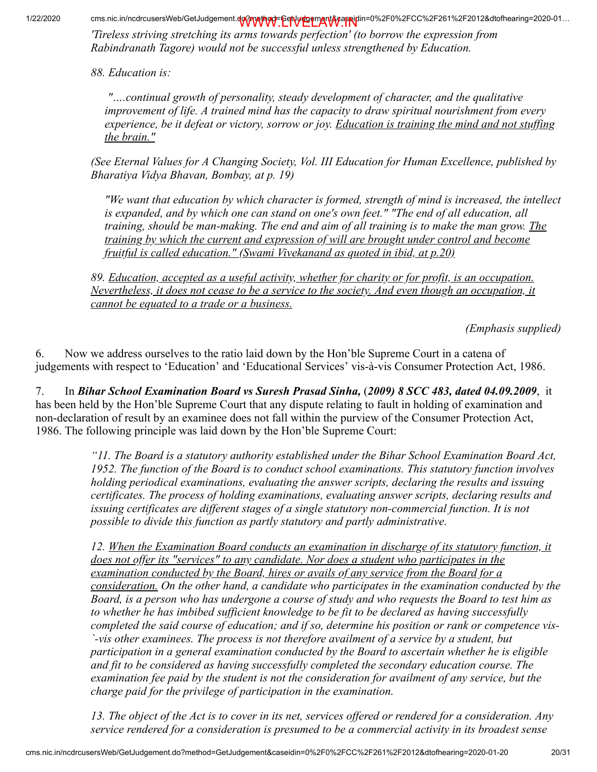*'Tireless striving stretching its arms towards perfection' (to borrow the expression from Rabindranath Tagore) would not be successful unless strengthened by Education.*

*88. Education is:*

> *"....continual growth of personality, steady development of character, and the qualitative improvement of life. A trained mind has the capacity to draw spiritual nourishment from every experience, be it defeat or victory, sorrow or joy. <u>Education is training the mind and not stuffing the brain."</u>*

*(See Eternal Values for A Changing Society, Vol. III Education for Human Excellence, published by Bharatiya Vidya Bhavan, Bombay, at p. 19)*

> *"We want that education by which character is formed, strength of mind is increased, the intellect is expanded, and by which one can stand on one's own feet." "The end of all education, all training, should be man-making. The end and aim of all training is to make the man grow. <u>The training by which the current and expression of will are brought under control and become fruitful is called education." (Swami Vivekanand as quoted in ibid, at p.20)</u>*

*89. <u>Education, accepted as a useful activity, whether for charity or for profit, is an occupation. Nevertheless, it does not cease to be a service to the society. And even though an occupation, it cannot be equated to a trade or a business.</u>*

*(Emphasis supplied)*

6. Now we address ourselves to the ratio laid down by the Hon'ble Supreme Court in a catena of judgements with respect to 'Education' and 'Educational Services' vis-à-vis Consumer Protection Act, 1986.

7. In ***Bihar School Examination Board vs Suresh Prasad Sinha,*** (***2009) 8 SCC 483, dated 04.09.2009***, it has been held by the Hon'ble Supreme Court that any dispute relating to fault in holding of examination and non-declaration of result by an examinee does not fall within the purview of the Consumer Protection Act, 1986. The following principle was laid down by the Hon'ble Supreme Court:

> *"11. The Board is a statutory authority established under the Bihar School Examination Board Act, 1952. The function of the Board is to conduct school examinations. This statutory function involves holding periodical examinations, evaluating the answer scripts, declaring the results and issuing certificates. The process of holding examinations, evaluating answer scripts, declaring results and issuing certificates are different stages of a single statutory non-commercial function. It is not possible to divide this function as partly statutory and partly administrative.*
>
> *12. <u>When the Examination Board conducts an examination in discharge of its statutory function, it does not offer its "services" to any candidate. Nor does a student who participates in the examination conducted by the Board, hires or avails of any service from the Board for a consideration.</u> On the other hand, a candidate who participates in the examination conducted by the Board, is a person who has undergone a course of study and who requests the Board to test him as to whether he has imbibed sufficient knowledge to be fit to be declared as having successfully completed the said course of education; and if so, determine his position or rank or competence vis-`-vis other examinees. The process is not therefore availment of a service by a student, but participation in a general examination conducted by the Board to ascertain whether he is eligible and fit to be considered as having successfully completed the secondary education course. The examination fee paid by the student is not the consideration for availment of any service, but the charge paid for the privilege of participation in the examination.*
>
> *13. The object of the Act is to cover in its net, services offered or rendered for a consideration. Any service rendered for a consideration is presumed to be a commercial activity in its broadest sense*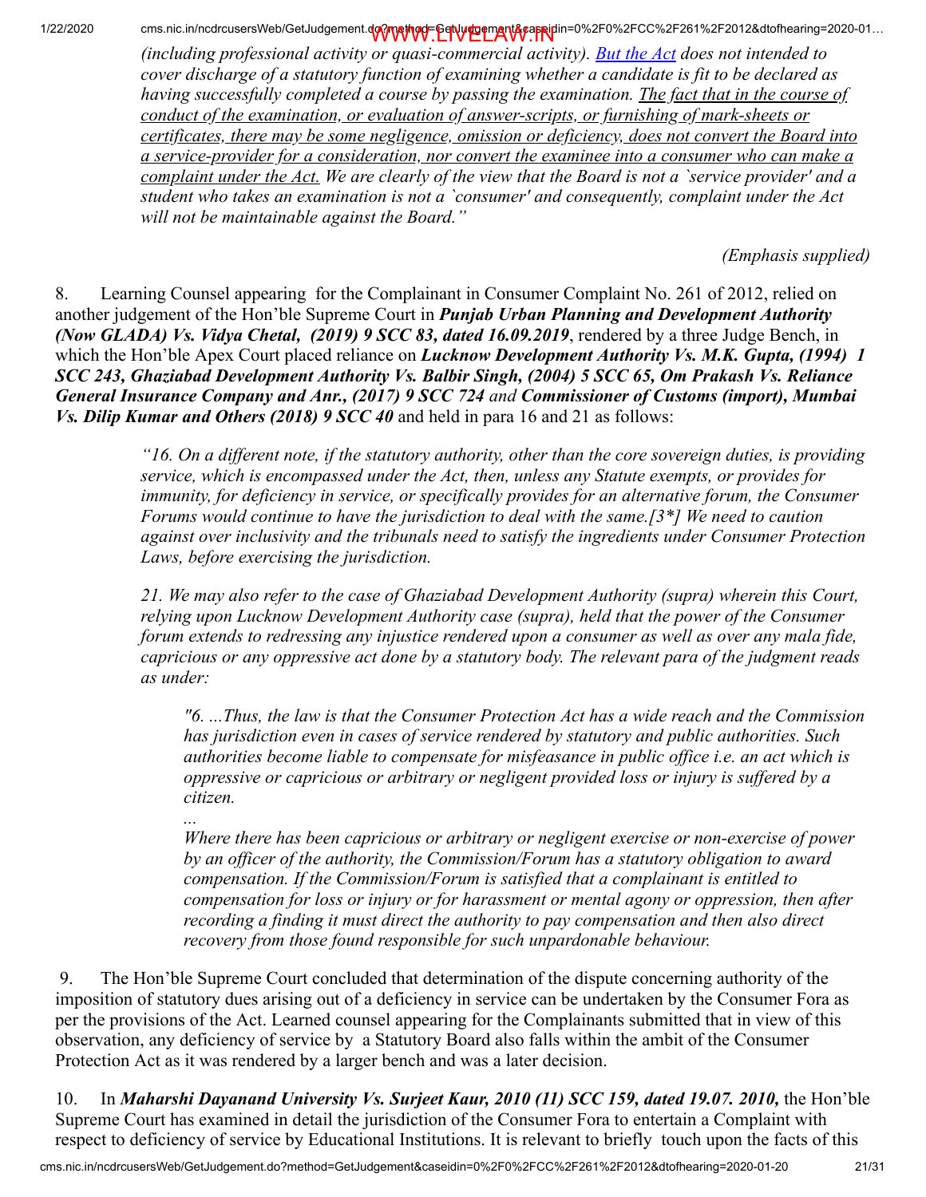*(including professional activity or quasi-commercial activity). But the Act does not intended to cover discharge of a statutory function of examining whether a candidate is fit to be declared as having successfully completed a course by passing the examination. The fact that in the course of conduct of the examination, or evaluation of answer-scripts, or furnishing of mark-sheets or certificates, there may be some negligence, omission or deficiency, does not convert the Board into a service-provider for a consideration, nor convert the examinee into a consumer who can make a complaint under the Act. We are clearly of the view that the Board is not a `service provider' and a student who takes an examination is not a `consumer' and consequently, complaint under the Act will not be maintainable against the Board."*

*(Emphasis supplied)*

8. Learning Counsel appearing for the Complainant in Consumer Complaint No. 261 of 2012, relied on another judgement of the Hon'ble Supreme Court in ***Punjab Urban Planning and Development Authority (Now GLADA) Vs. Vidya Chetal, (2019) 9 SCC 83, dated 16.09.2019***, rendered by a three Judge Bench, in which the Hon'ble Apex Court placed reliance on ***Lucknow Development Authority Vs. M.K. Gupta, (1994) 1 SCC 243, Ghaziabad Development Authority Vs. Balbir Singh, (2004) 5 SCC 65, Om Prakash Vs. Reliance General Insurance Company and Anr., (2017) 9 SCC 724*** *and* ***Commissioner of Customs (import), Mumbai Vs. Dilip Kumar and Others (2018) 9 SCC 40*** and held in para 16 and 21 as follows:

> *"16. On a different note, if the statutory authority, other than the core sovereign duties, is providing service, which is encompassed under the Act, then, unless any Statute exempts, or provides for immunity, for deficiency in service, or specifically provides for an alternative forum, the Consumer Forums would continue to have the jurisdiction to deal with the same.[3*] We need to caution against over inclusivity and the tribunals need to satisfy the ingredients under Consumer Protection Laws, before exercising the jurisdiction.*
>
> *21. We may also refer to the case of Ghaziabad Development Authority (supra) wherein this Court, relying upon Lucknow Development Authority case (supra), held that the power of the Consumer forum extends to redressing any injustice rendered upon a consumer as well as over any mala fide, capricious or any oppressive act done by a statutory body. The relevant para of the judgment reads as under:*
>
> > *"6. ...Thus, the law is that the Consumer Protection Act has a wide reach and the Commission has jurisdiction even in cases of service rendered by statutory and public authorities. Such authorities become liable to compensate for misfeasance in public office i.e. an act which is oppressive or capricious or arbitrary or negligent provided loss or injury is suffered by a citizen.*
> >
> > *...*
> >
> > *Where there has been capricious or arbitrary or negligent exercise or non-exercise of power by an officer of the authority, the Commission/Forum has a statutory obligation to award compensation. If the Commission/Forum is satisfied that a complainant is entitled to compensation for loss or injury or for harassment or mental agony or oppression, then after recording a finding it must direct the authority to pay compensation and then also direct recovery from those found responsible for such unpardonable behaviour.*

9. The Hon'ble Supreme Court concluded that determination of the dispute concerning authority of the imposition of statutory dues arising out of a deficiency in service can be undertaken by the Consumer Fora as per the provisions of the Act. Learned counsel appearing for the Complainants submitted that in view of this observation, any deficiency of service by a Statutory Board also falls within the ambit of the Consumer Protection Act as it was rendered by a larger bench and was a later decision.

10. In ***Maharshi Dayanand University Vs. Surjeet Kaur, 2010 (11) SCC 159, dated 19.07. 2010,*** the Hon'ble Supreme Court has examined in detail the jurisdiction of the Consumer Fora to entertain a Complaint with respect to deficiency of service by Educational Institutions. It is relevant to briefly touch upon the facts of this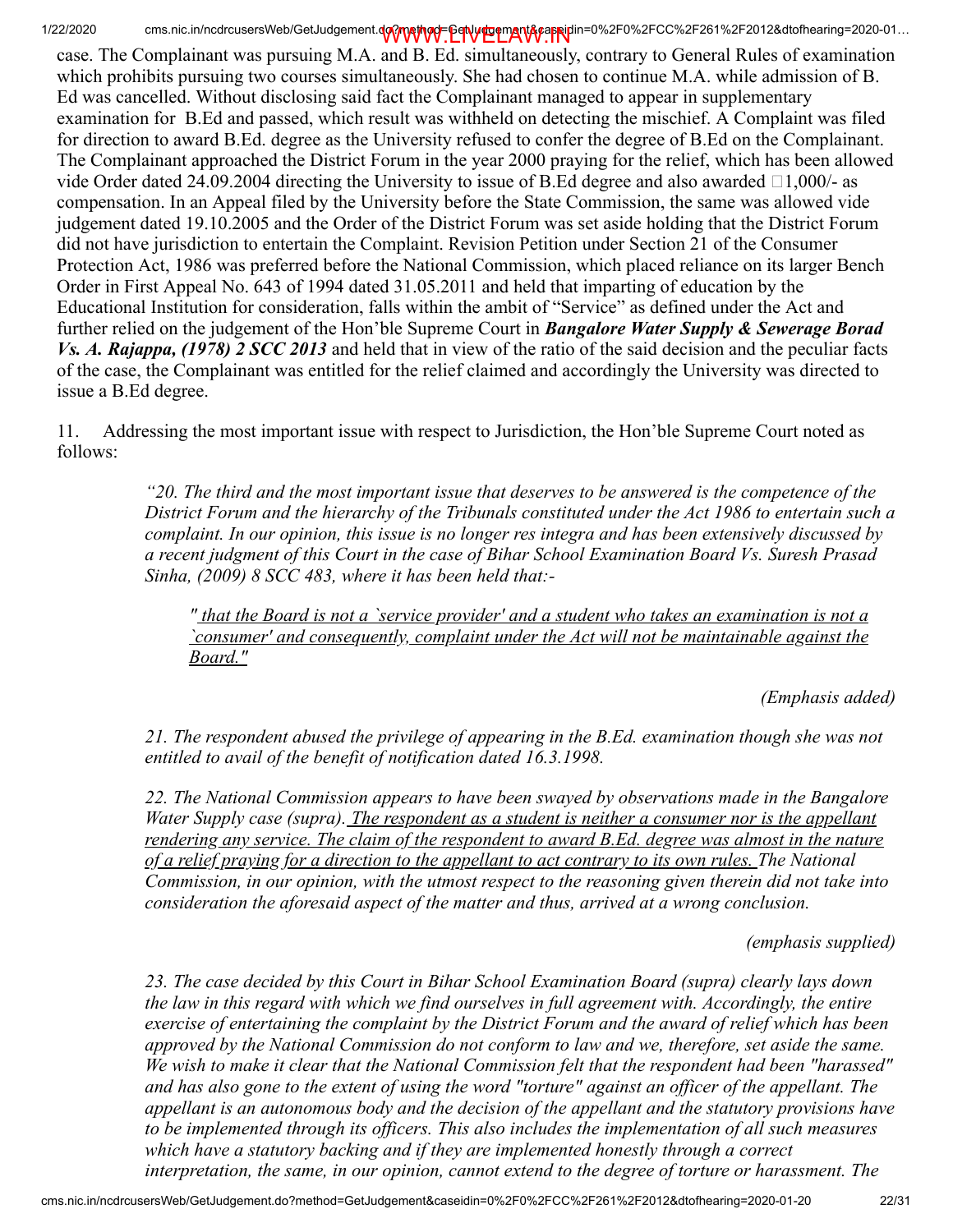case. The Complainant was pursuing M.A. and B. Ed. simultaneously, contrary to General Rules of examination which prohibits pursuing two courses simultaneously. She had chosen to continue M.A. while admission of B. Ed was cancelled. Without disclosing said fact the Complainant managed to appear in supplementary examination for B.Ed and passed, which result was withheld on detecting the mischief. A Complaint was filed for direction to award B.Ed. degree as the University refused to confer the degree of B.Ed on the Complainant. The Complainant approached the District Forum in the year 2000 praying for the relief, which has been allowed vide Order dated 24.09.2004 directing the University to issue of B.Ed degree and also awarded ₹1,000/- as compensation. In an Appeal filed by the University before the State Commission, the same was allowed vide judgement dated 19.10.2005 and the Order of the District Forum was set aside holding that the District Forum did not have jurisdiction to entertain the Complaint. Revision Petition under Section 21 of the Consumer Protection Act, 1986 was preferred before the National Commission, which placed reliance on its larger Bench Order in First Appeal No. 643 of 1994 dated 31.05.2011 and held that imparting of education by the Educational Institution for consideration, falls within the ambit of "Service" as defined under the Act and further relied on the judgement of the Hon'ble Supreme Court in ***Bangalore Water Supply & Sewerage Borad Vs. A. Rajappa, (1978) 2 SCC 2013*** and held that in view of the ratio of the said decision and the peculiar facts of the case, the Complainant was entitled for the relief claimed and accordingly the University was directed to issue a B.Ed degree.

11. Addressing the most important issue with respect to Jurisdiction, the Hon'ble Supreme Court noted as follows:

> *"20. The third and the most important issue that deserves to be answered is the competence of the District Forum and the hierarchy of the Tribunals constituted under the Act 1986 to entertain such a complaint. In our opinion, this issue is no longer res integra and has been extensively discussed by a recent judgment of this Court in the case of Bihar School Examination Board Vs. Suresh Prasad Sinha, (2009) 8 SCC 483, where it has been held that:-*
>
> > *" <u>that the Board is not a `service provider' and a student who takes an examination is not a `consumer' and consequently, complaint under the Act will not be maintainable against the Board."</u>*
>
> *(Emphasis added)*
>
> *21. The respondent abused the privilege of appearing in the B.Ed. examination though she was not entitled to avail of the benefit of notification dated 16.3.1998.*
>
> *22. The National Commission appears to have been swayed by observations made in the Bangalore Water Supply case (supra). <u>The respondent as a student is neither a consumer nor is the appellant rendering any service. The claim of the respondent to award B.Ed. degree was almost in the nature of a relief praying for a direction to the appellant to act contrary to its own rules.</u> The National Commission, in our opinion, with the utmost respect to the reasoning given therein did not take into consideration the aforesaid aspect of the matter and thus, arrived at a wrong conclusion.*
>
> *(emphasis supplied)*
>
> *23. The case decided by this Court in Bihar School Examination Board (supra) clearly lays down the law in this regard with which we find ourselves in full agreement with. Accordingly, the entire exercise of entertaining the complaint by the District Forum and the award of relief which has been approved by the National Commission do not conform to law and we, therefore, set aside the same. We wish to make it clear that the National Commission felt that the respondent had been "harassed" and has also gone to the extent of using the word "torture" against an officer of the appellant. The appellant is an autonomous body and the decision of the appellant and the statutory provisions have to be implemented through its officers. This also includes the implementation of all such measures which have a statutory backing and if they are implemented honestly through a correct interpretation, the same, in our opinion, cannot extend to the degree of torture or harassment. The*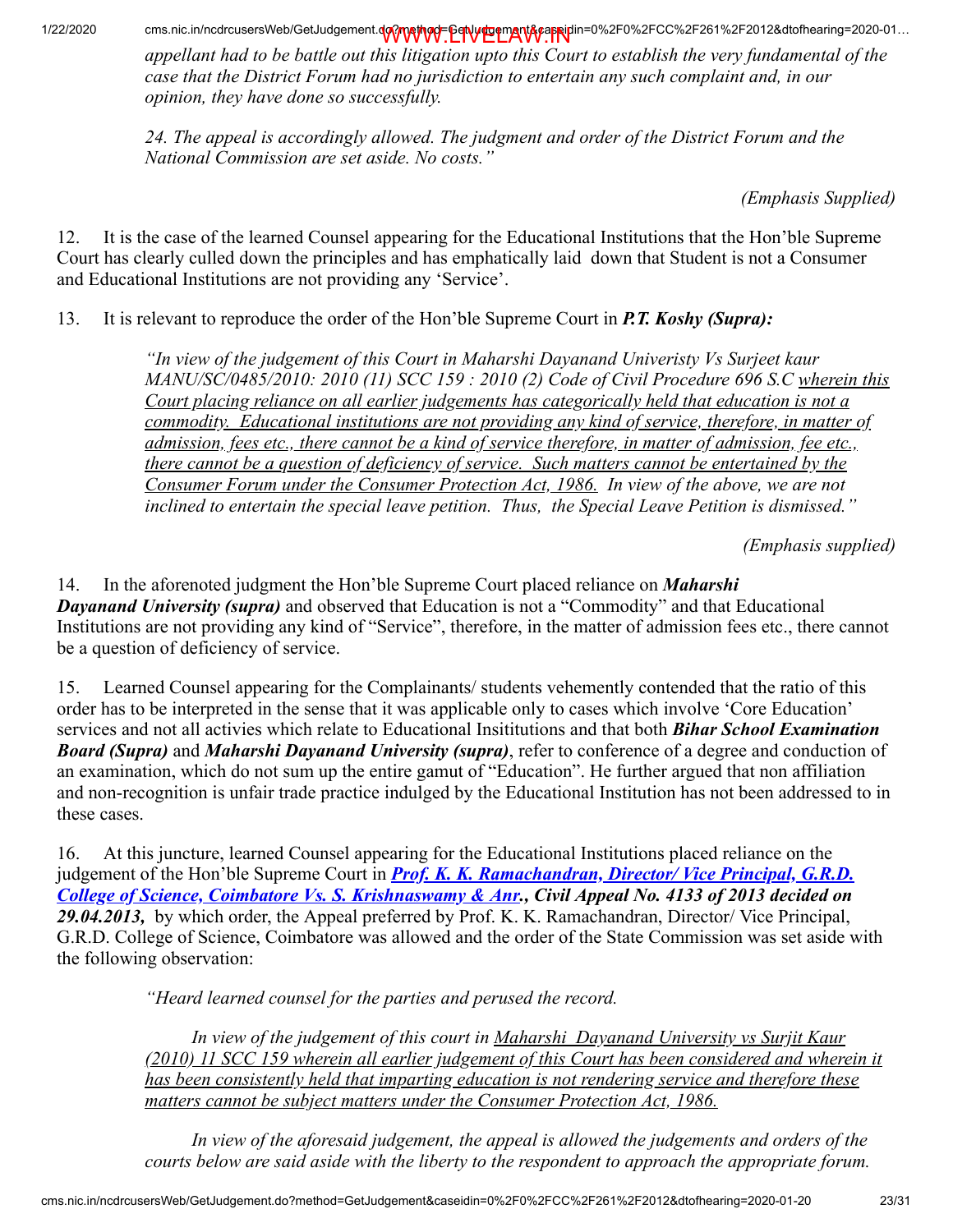*appellant had to be battle out this litigation upto this Court to establish the very fundamental of the case that the District Forum had no jurisdiction to entertain any such complaint and, in our opinion, they have done so successfully.*

> *24. The appeal is accordingly allowed. The judgment and order of the District Forum and the National Commission are set aside. No costs."*

*(Emphasis Supplied)*

12. It is the case of the learned Counsel appearing for the Educational Institutions that the Hon'ble Supreme Court has clearly culled down the principles and has emphatically laid down that Student is not a Consumer and Educational Institutions are not providing any 'Service'.

13. It is relevant to reproduce the order of the Hon'ble Supreme Court in ***P.T. Koshy (Supra):***

> *"In view of the judgement of this Court in Maharshi Dayanand Univeristy Vs Surjeet kaur MANU/SC/0485/2010: 2010 (11) SCC 159 : 2010 (2) Code of Civil Procedure 696 S.C wherein this Court placing reliance on all earlier judgements has categorically held that education is not a commodity. Educational institutions are not providing any kind of service, therefore, in matter of admission, fees etc., there cannot be a kind of service therefore, in matter of admission, fee etc., there cannot be a question of deficiency of service. Such matters cannot be entertained by the Consumer Forum under the Consumer Protection Act, 1986. In view of the above, we are not inclined to entertain the special leave petition. Thus, the Special Leave Petition is dismissed."*

*(Emphasis supplied)*

14. In the aforenoted judgment the Hon'ble Supreme Court placed reliance on ***Maharshi Dayanand University (supra)*** and observed that Education is not a "Commodity" and that Educational Institutions are not providing any kind of "Service", therefore, in the matter of admission fees etc., there cannot be a question of deficiency of service.

15. Learned Counsel appearing for the Complainants/ students vehemently contended that the ratio of this order has to be interpreted in the sense that it was applicable only to cases which involve 'Core Education' services and not all activies which relate to Educational Insititutions and that both ***Bihar School Examination Board (Supra)*** and ***Maharshi Dayanand University (supra)***, refer to conference of a degree and conduction of an examination, which do not sum up the entire gamut of "Education". He further argued that non affiliation and non-recognition is unfair trade practice indulged by the Educational Institution has not been addressed to in these cases.

16. At this juncture, learned Counsel appearing for the Educational Institutions placed reliance on the judgement of the Hon'ble Supreme Court in ***Prof. K. K. Ramachandran, Director/ Vice Principal, G.R.D. College of Science, Coimbatore Vs. S. Krishnaswamy & Anr., Civil Appeal No. 4133 of 2013 decided on 29.04.2013,*** by which order, the Appeal preferred by Prof. K. K. Ramachandran, Director/ Vice Principal, G.R.D. College of Science, Coimbatore was allowed and the order of the State Commission was set aside with the following observation:

> *"Heard learned counsel for the parties and perused the record.*
>
> *In view of the judgement of this court in Maharshi Dayanand University vs Surjit Kaur (2010) 11 SCC 159 wherein all earlier judgement of this Court has been considered and wherein it has been consistently held that imparting education is not rendering service and therefore these matters cannot be subject matters under the Consumer Protection Act, 1986.*
>
> *In view of the aforesaid judgement, the appeal is allowed the judgements and orders of the courts below are said aside with the liberty to the respondent to approach the appropriate forum.*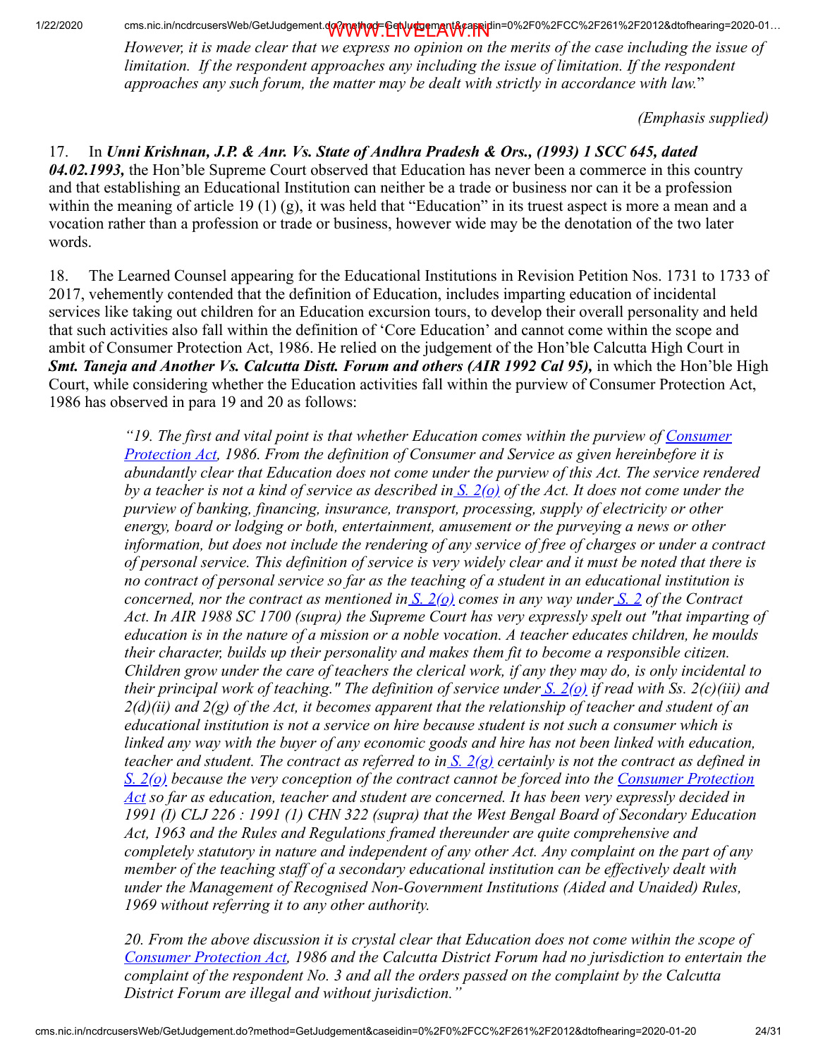*However, it is made clear that we express no opinion on the merits of the case including the issue of limitation. If the respondent approaches any including the issue of limitation. If the respondent approaches any such forum, the matter may be dealt with strictly in accordance with law.*"

*(Emphasis supplied)*

17. In ***Unni Krishnan, J.P. & Anr. Vs. State of Andhra Pradesh & Ors., (1993) 1 SCC 645, dated 04.02.1993,*** the Hon'ble Supreme Court observed that Education has never been a commerce in this country and that establishing an Educational Institution can neither be a trade or business nor can it be a profession within the meaning of article 19 (1) (g), it was held that "Education" in its truest aspect is more a mean and a vocation rather than a profession or trade or business, however wide may be the denotation of the two later words.

18. The Learned Counsel appearing for the Educational Institutions in Revision Petition Nos. 1731 to 1733 of 2017, vehemently contended that the definition of Education, includes imparting education of incidental services like taking out children for an Education excursion tours, to develop their overall personality and held that such activities also fall within the definition of 'Core Education' and cannot come within the scope and ambit of Consumer Protection Act, 1986. He relied on the judgement of the Hon'ble Calcutta High Court in ***Smt. Taneja and Another Vs. Calcutta Distt. Forum and others (AIR 1992 Cal 95),*** in which the Hon'ble High Court, while considering whether the Education activities fall within the purview of Consumer Protection Act, 1986 has observed in para 19 and 20 as follows:

> *"19. The first and vital point is that whether Education comes within the purview of Consumer Protection Act, 1986. From the definition of Consumer and Service as given hereinbefore it is abundantly clear that Education does not come under the purview of this Act. The service rendered by a teacher is not a kind of service as described in S. 2(o) of the Act. It does not come under the purview of banking, financing, insurance, transport, processing, supply of electricity or other energy, board or lodging or both, entertainment, amusement or the purveying a news or other information, but does not include the rendering of any service of free of charges or under a contract of personal service. This definition of service is very widely clear and it must be noted that there is no contract of personal service so far as the teaching of a student in an educational institution is concerned, nor the contract as mentioned in S. 2(o) comes in any way under S. 2 of the Contract Act. In AIR 1988 SC 1700 (supra) the Supreme Court has very expressly spelt out "that imparting of education is in the nature of a mission or a noble vocation. A teacher educates children, he moulds their character, builds up their personality and makes them fit to become a responsible citizen. Children grow under the care of teachers the clerical work, if any they may do, is only incidental to their principal work of teaching." The definition of service under S. 2(o) if read with Ss. 2(c)(iii) and 2(d)(ii) and 2(g) of the Act, it becomes apparent that the relationship of teacher and student of an educational institution is not a service on hire because student is not such a consumer which is linked any way with the buyer of any economic goods and hire has not been linked with education, teacher and student. The contract as referred to in S. 2(g) certainly is not the contract as defined in S. 2(o) because the very conception of the contract cannot be forced into the Consumer Protection Act so far as education, teacher and student are concerned. It has been very expressly decided in 1991 (I) CLJ 226 : 1991 (1) CHN 322 (supra) that the West Bengal Board of Secondary Education Act, 1963 and the Rules and Regulations framed thereunder are quite comprehensive and completely statutory in nature and independent of any other Act. Any complaint on the part of any member of the teaching staff of a secondary educational institution can be effectively dealt with under the Management of Recognised Non-Government Institutions (Aided and Unaided) Rules, 1969 without referring it to any other authority.*
>
> *20. From the above discussion it is crystal clear that Education does not come within the scope of Consumer Protection Act, 1986 and the Calcutta District Forum had no jurisdiction to entertain the complaint of the respondent No. 3 and all the orders passed on the complaint by the Calcutta District Forum are illegal and without jurisdiction."*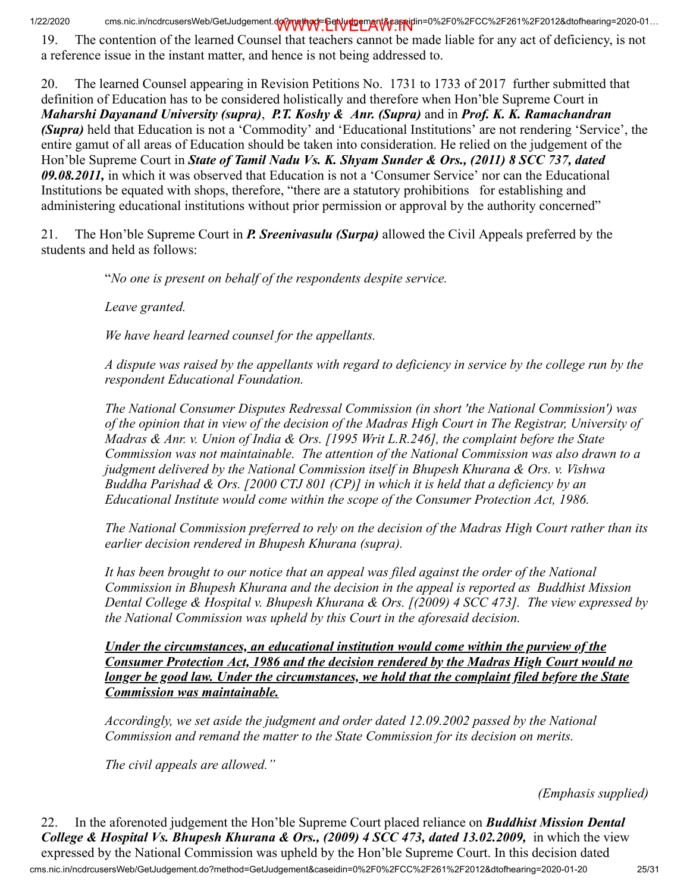19. The contention of the learned Counsel that teachers cannot be made liable for any act of deficiency, is not a reference issue in the instant matter, and hence is not being addressed to.

20. The learned Counsel appearing in Revision Petitions No. 1731 to 1733 of 2017 further submitted that definition of Education has to be considered holistically and therefore when Hon'ble Supreme Court in ***Maharshi Dayanand University (supra)***, ***P.T. Koshy & Anr. (Supra)*** and in ***Prof. K. K. Ramachandran (Supra)*** held that Education is not a 'Commodity' and 'Educational Institutions' are not rendering 'Service', the entire gamut of all areas of Education should be taken into consideration. He relied on the judgement of the Hon'ble Supreme Court in ***State of Tamil Nadu Vs. K. Shyam Sunder & Ors., (2011) 8 SCC 737, dated 09.08.2011,*** in which it was observed that Education is not a 'Consumer Service' nor can the Educational Institutions be equated with shops, therefore, "there are a statutory prohibitions for establishing and administering educational institutions without prior permission or approval by the authority concerned"

21. The Hon'ble Supreme Court in ***P. Sreenivasulu (Surpa)*** allowed the Civil Appeals preferred by the students and held as follows:

> "*No one is present on behalf of the respondents despite service.*
>
> *Leave granted.*
>
> *We have heard learned counsel for the appellants.*
>
> *A dispute was raised by the appellants with regard to deficiency in service by the college run by the respondent Educational Foundation.*
>
> *The National Consumer Disputes Redressal Commission (in short 'the National Commission') was of the opinion that in view of the decision of the Madras High Court in The Registrar, University of Madras & Anr. v. Union of India & Ors. [1995 Writ L.R.246], the complaint before the State Commission was not maintainable. The attention of the National Commission was also drawn to a judgment delivered by the National Commission itself in Bhupesh Khurana & Ors. v. Vishwa Buddha Parishad & Ors. [2000 CTJ 801 (CP)] in which it is held that a deficiency by an Educational Institute would come within the scope of the Consumer Protection Act, 1986.*
>
> *The National Commission preferred to rely on the decision of the Madras High Court rather than its earlier decision rendered in Bhupesh Khurana (supra).*
>
> *It has been brought to our notice that an appeal was filed against the order of the National Commission in Bhupesh Khurana and the decision in the appeal is reported as Buddhist Mission Dental College & Hospital v. Bhupesh Khurana & Ors. [(2009) 4 SCC 473]. The view expressed by the National Commission was upheld by this Court in the aforesaid decision.*
>
> <u>***Under the circumstances, an educational institution would come within the purview of the Consumer Protection Act, 1986 and the decision rendered by the Madras High Court would no longer be good law. Under the circumstances, we hold that the complaint filed before the State Commission was maintainable.***</u>
>
> *Accordingly, we set aside the judgment and order dated 12.09.2002 passed by the National Commission and remand the matter to the State Commission for its decision on merits.*
>
> *The civil appeals are allowed."*
>
> (*Emphasis supplied*)

22. In the aforenoted judgement the Hon'ble Supreme Court placed reliance on ***Buddhist Mission Dental College & Hospital Vs. Bhupesh Khurana & Ors., (2009) 4 SCC 473, dated 13.02.2009,*** in which the view expressed by the National Commission was upheld by the Hon'ble Supreme Court. In this decision dated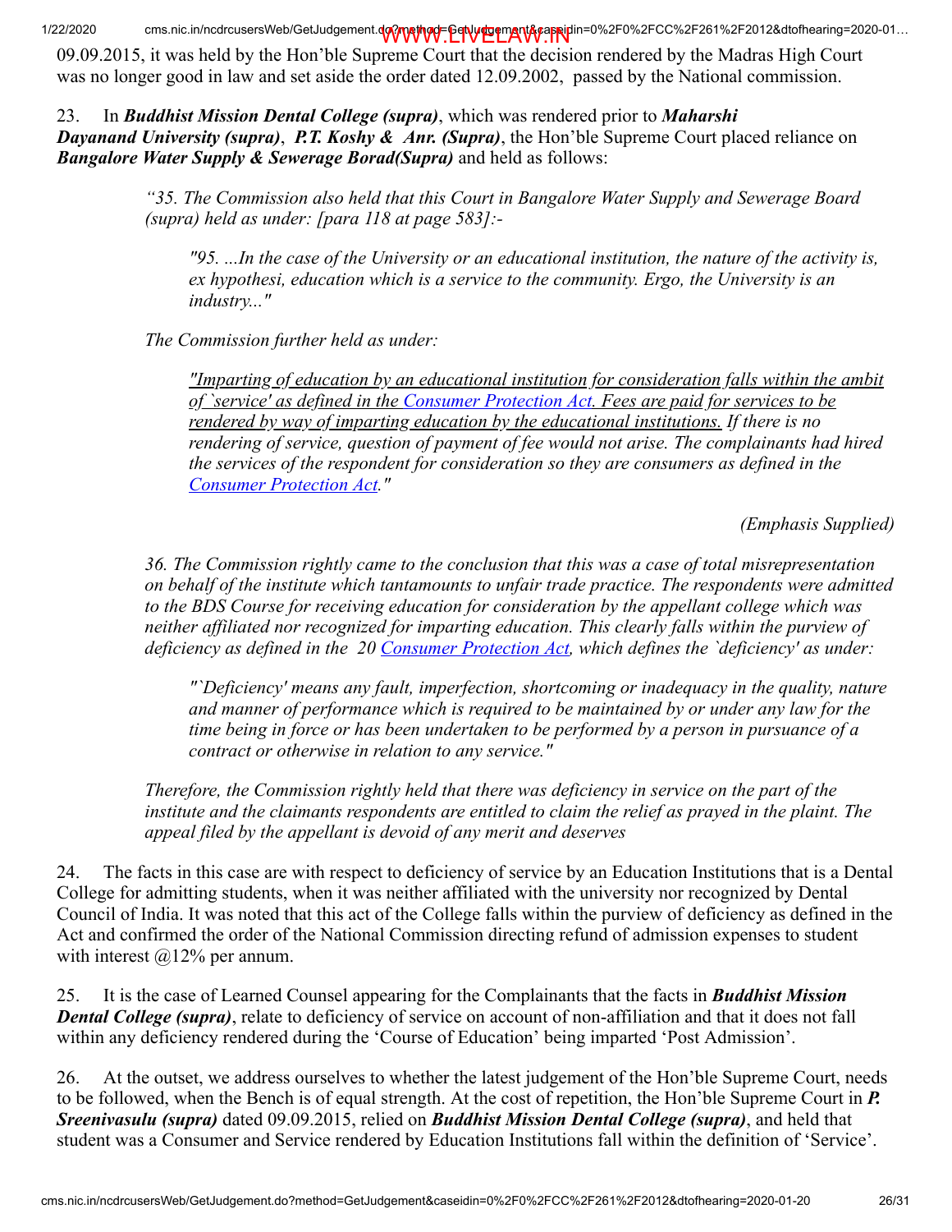09.09.2015, it was held by the Hon'ble Supreme Court that the decision rendered by the Madras High Court was no longer good in law and set aside the order dated 12.09.2002, passed by the National commission.

23. In ***Buddhist Mission Dental College (supra)***, which was rendered prior to ***Maharshi Dayanand University (supra)***, ***P.T. Koshy & Anr. (Supra)***, the Hon'ble Supreme Court placed reliance on ***Bangalore Water Supply & Sewerage Borad(Supra)*** and held as follows:

> *"35. The Commission also held that this Court in Bangalore Water Supply and Sewerage Board (supra) held as under: [para 118 at page 583]:-*
>
> > *"95. ...In the case of the University or an educational institution, the nature of the activity is, ex hypothesi, education which is a service to the community. Ergo, the University is an industry..."*
>
> *The Commission further held as under:*
>
> > *"Imparting of education by an educational institution for consideration falls within the ambit of `service' as defined in the Consumer Protection Act. Fees are paid for services to be rendered by way of imparting education by the educational institutions. If there is no rendering of service, question of payment of fee would not arise. The complainants had hired the services of the respondent for consideration so they are consumers as defined in the Consumer Protection Act."*
>
> *(Emphasis Supplied)*
>
> *36. The Commission rightly came to the conclusion that this was a case of total misrepresentation on behalf of the institute which tantamounts to unfair trade practice. The respondents were admitted to the BDS Course for receiving education for consideration by the appellant college which was neither affiliated nor recognized for imparting education. This clearly falls within the purview of deficiency as defined in the 20 Consumer Protection Act, which defines the `deficiency' as under:*
>
> > *"`Deficiency' means any fault, imperfection, shortcoming or inadequacy in the quality, nature and manner of performance which is required to be maintained by or under any law for the time being in force or has been undertaken to be performed by a person in pursuance of a contract or otherwise in relation to any service."*
>
> *Therefore, the Commission rightly held that there was deficiency in service on the part of the institute and the claimants respondents are entitled to claim the relief as prayed in the plaint. The appeal filed by the appellant is devoid of any merit and deserves*

24. The facts in this case are with respect to deficiency of service by an Education Institutions that is a Dental College for admitting students, when it was neither affiliated with the university nor recognized by Dental Council of India. It was noted that this act of the College falls within the purview of deficiency as defined in the Act and confirmed the order of the National Commission directing refund of admission expenses to student with interest @12% per annum.

25. It is the case of Learned Counsel appearing for the Complainants that the facts in ***Buddhist Mission Dental College (supra)***, relate to deficiency of service on account of non-affiliation and that it does not fall within any deficiency rendered during the 'Course of Education' being imparted 'Post Admission'.

26. At the outset, we address ourselves to whether the latest judgement of the Hon'ble Supreme Court, needs to be followed, when the Bench is of equal strength. At the cost of repetition, the Hon'ble Supreme Court in ***P. Sreenivasulu (supra)*** dated 09.09.2015, relied on ***Buddhist Mission Dental College (supra)***, and held that student was a Consumer and Service rendered by Education Institutions fall within the definition of 'Service'.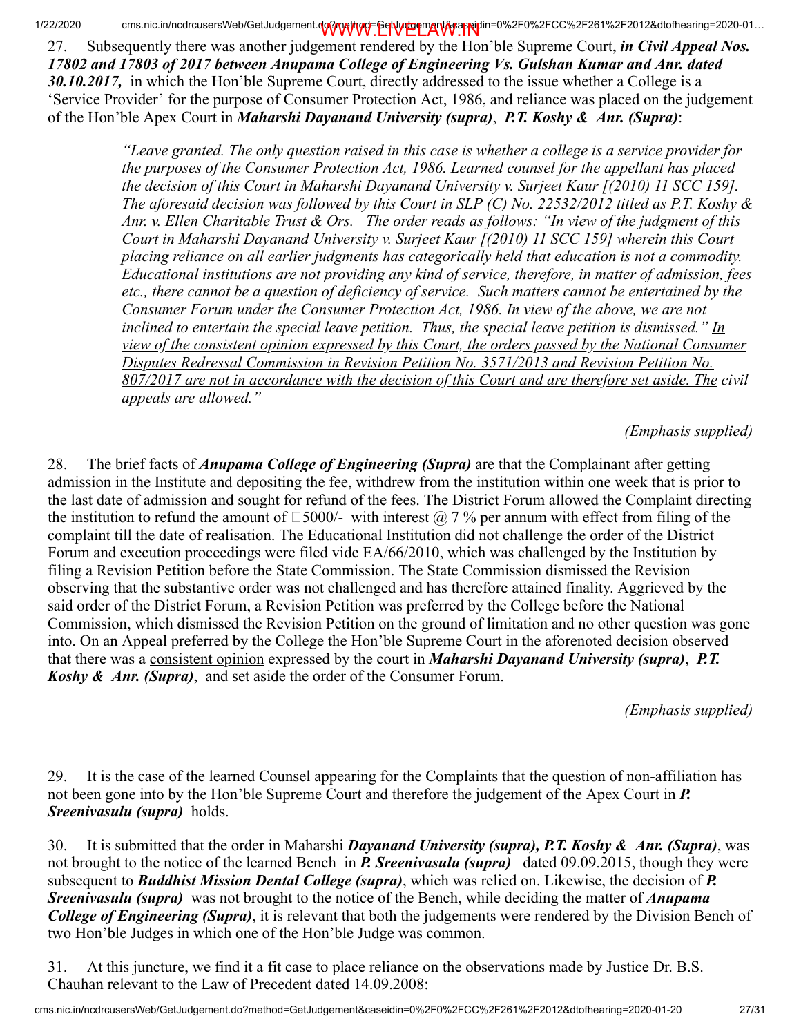27. Subsequently there was another judgement rendered by the Hon'ble Supreme Court, ***in Civil Appeal Nos. 17802 and 17803 of 2017 between Anupama College of Engineering Vs. Gulshan Kumar and Anr. dated 30.10.2017,*** in which the Hon'ble Supreme Court, directly addressed to the issue whether a College is a 'Service Provider' for the purpose of Consumer Protection Act, 1986, and reliance was placed on the judgement of the Hon'ble Apex Court in ***Maharshi Dayanand University (supra)***, ***P.T. Koshy & Anr. (Supra)***:

> *"Leave granted. The only question raised in this case is whether a college is a service provider for the purposes of the Consumer Protection Act, 1986. Learned counsel for the appellant has placed the decision of this Court in Maharshi Dayanand University v. Surjeet Kaur [(2010) 11 SCC 159]. The aforesaid decision was followed by this Court in SLP (C) No. 22532/2012 titled as P.T. Koshy & Anr. v. Ellen Charitable Trust & Ors. The order reads as follows: "In view of the judgment of this Court in Maharshi Dayanand University v. Surjeet Kaur [(2010) 11 SCC 159] wherein this Court placing reliance on all earlier judgments has categorically held that education is not a commodity. Educational institutions are not providing any kind of service, therefore, in matter of admission, fees etc., there cannot be a question of deficiency of service. Such matters cannot be entertained by the Consumer Forum under the Consumer Protection Act, 1986. In view of the above, we are not inclined to entertain the special leave petition. Thus, the special leave petition is dismissed." <u>In view of the consistent opinion expressed by this Court, the orders passed by the National Consumer Disputes Redressal Commission in Revision Petition No. 3571/2013 and Revision Petition No. 807/2017 are not in accordance with the decision of this Court and are therefore set aside. The</u> civil appeals are allowed."*

*(Emphasis supplied)*

28. The brief facts of ***Anupama College of Engineering (Supra)*** are that the Complainant after getting admission in the Institute and depositing the fee, withdrew from the institution within one week that is prior to the last date of admission and sought for refund of the fees. The District Forum allowed the Complaint directing the institution to refund the amount of ₹5000/- with interest @ 7 % per annum with effect from filing of the complaint till the date of realisation. The Educational Institution did not challenge the order of the District Forum and execution proceedings were filed vide EA/66/2010, which was challenged by the Institution by filing a Revision Petition before the State Commission. The State Commission dismissed the Revision observing that the substantive order was not challenged and has therefore attained finality. Aggrieved by the said order of the District Forum, a Revision Petition was preferred by the College before the National Commission, which dismissed the Revision Petition on the ground of limitation and no other question was gone into. On an Appeal preferred by the College the Hon'ble Supreme Court in the aforenoted decision observed that there was a <u>consistent opinion</u> expressed by the court in ***Maharshi Dayanand University (supra)***, ***P.T. Koshy & Anr. (Supra)***, and set aside the order of the Consumer Forum.

*(Emphasis supplied)*

29. It is the case of the learned Counsel appearing for the Complaints that the question of non-affiliation has not been gone into by the Hon'ble Supreme Court and therefore the judgement of the Apex Court in ***P. Sreenivasulu (supra)*** holds.

30. It is submitted that the order in Maharshi ***Dayanand University (supra), P.T. Koshy & Anr. (Supra)***, was not brought to the notice of the learned Bench in ***P. Sreenivasulu (supra)*** dated 09.09.2015, though they were subsequent to ***Buddhist Mission Dental College (supra)***, which was relied on. Likewise, the decision of ***P. Sreenivasulu (supra)*** was not brought to the notice of the Bench, while deciding the matter of ***Anupama College of Engineering (Supra)***, it is relevant that both the judgements were rendered by the Division Bench of two Hon'ble Judges in which one of the Hon'ble Judge was common.

31. At this juncture, we find it a fit case to place reliance on the observations made by Justice Dr. B.S. Chauhan relevant to the Law of Precedent dated 14.09.2008: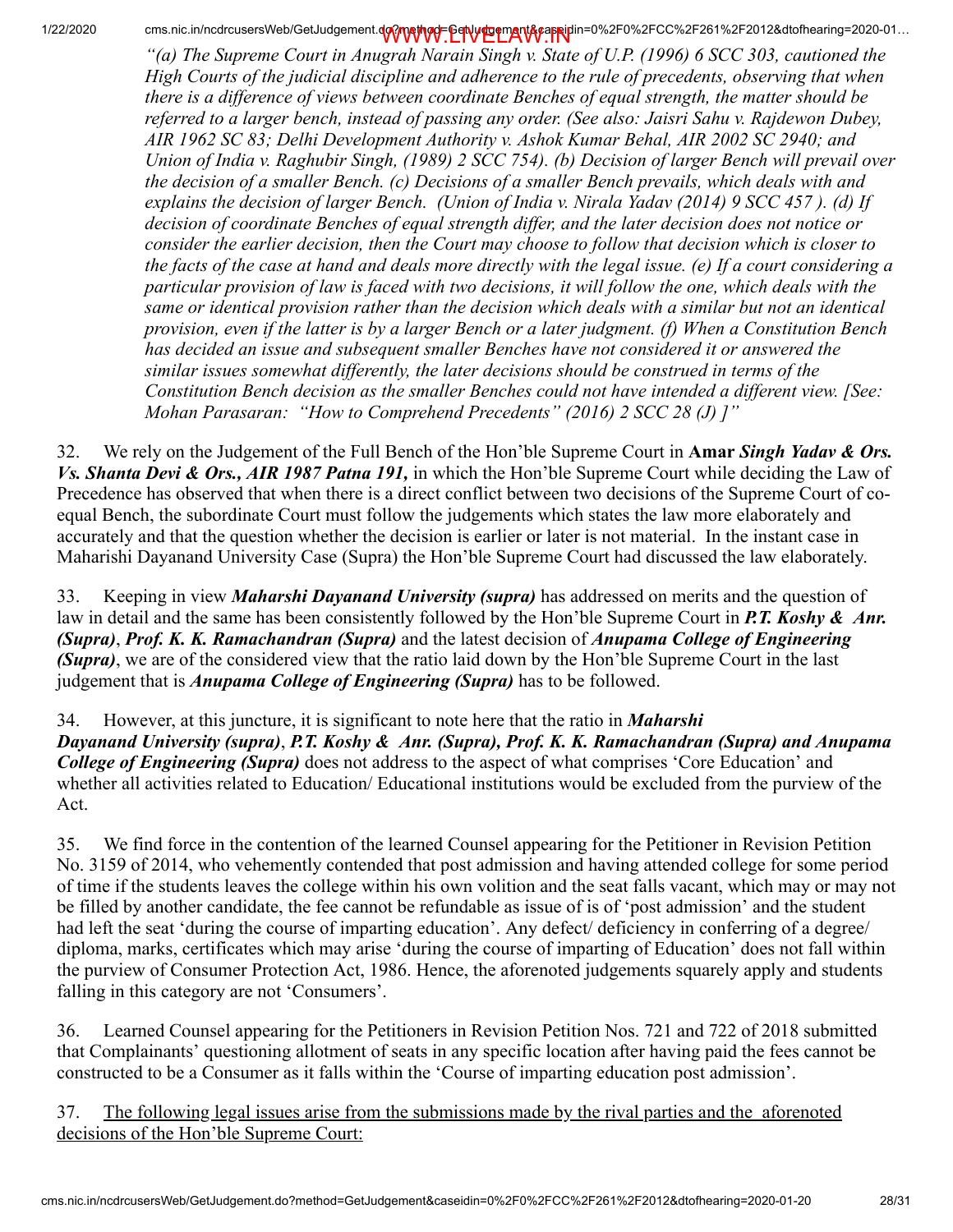*"(a) The Supreme Court in Anugrah Narain Singh v. State of U.P. (1996) 6 SCC 303, cautioned the High Courts of the judicial discipline and adherence to the rule of precedents, observing that when there is a difference of views between coordinate Benches of equal strength, the matter should be referred to a larger bench, instead of passing any order. (See also: Jaisri Sahu v. Rajdewon Dubey, AIR 1962 SC 83; Delhi Development Authority v. Ashok Kumar Behal, AIR 2002 SC 2940; and Union of India v. Raghubir Singh, (1989) 2 SCC 754). (b) Decision of larger Bench will prevail over the decision of a smaller Bench. (c) Decisions of a smaller Bench prevails, which deals with and explains the decision of larger Bench. (Union of India v. Nirala Yadav (2014) 9 SCC 457 ). (d) If decision of coordinate Benches of equal strength differ, and the later decision does not notice or consider the earlier decision, then the Court may choose to follow that decision which is closer to the facts of the case at hand and deals more directly with the legal issue. (e) If a court considering a particular provision of law is faced with two decisions, it will follow the one, which deals with the same or identical provision rather than the decision which deals with a similar but not an identical provision, even if the latter is by a larger Bench or a later judgment. (f) When a Constitution Bench has decided an issue and subsequent smaller Benches have not considered it or answered the similar issues somewhat differently, the later decisions should be construed in terms of the Constitution Bench decision as the smaller Benches could not have intended a different view. [See: Mohan Parasaran: "How to Comprehend Precedents" (2016) 2 SCC 28 (J) ]"*

32. We rely on the Judgement of the Full Bench of the Hon'ble Supreme Court in **Amar** ***Singh Yadav & Ors. Vs. Shanta Devi & Ors., AIR 1987 Patna 191,*** in which the Hon'ble Supreme Court while deciding the Law of Precedence has observed that when there is a direct conflict between two decisions of the Supreme Court of co-equal Bench, the subordinate Court must follow the judgements which states the law more elaborately and accurately and that the question whether the decision is earlier or later is not material. In the instant case in Maharishi Dayanand University Case (Supra) the Hon'ble Supreme Court had discussed the law elaborately.

33. Keeping in view ***Maharshi Dayanand University (supra)*** has addressed on merits and the question of law in detail and the same has been consistently followed by the Hon'ble Supreme Court in ***P.T. Koshy & Anr. (Supra)***, ***Prof. K. K. Ramachandran (Supra)*** and the latest decision of ***Anupama College of Engineering (Supra)***, we are of the considered view that the ratio laid down by the Hon'ble Supreme Court in the last judgement that is ***Anupama College of Engineering (Supra)*** has to be followed.

34. However, at this juncture, it is significant to note here that the ratio in ***Maharshi Dayanand University (supra)***, ***P.T. Koshy & Anr. (Supra), Prof. K. K. Ramachandran (Supra) and Anupama College of Engineering (Supra)*** does not address to the aspect of what comprises 'Core Education' and whether all activities related to Education/ Educational institutions would be excluded from the purview of the Act.

35. We find force in the contention of the learned Counsel appearing for the Petitioner in Revision Petition No. 3159 of 2014, who vehemently contended that post admission and having attended college for some period of time if the students leaves the college within his own volition and the seat falls vacant, which may or may not be filled by another candidate, the fee cannot be refundable as issue of is of 'post admission' and the student had left the seat 'during the course of imparting education'. Any defect/ deficiency in conferring of a degree/ diploma, marks, certificates which may arise 'during the course of imparting of Education' does not fall within the purview of Consumer Protection Act, 1986. Hence, the aforenoted judgements squarely apply and students falling in this category are not 'Consumers'.

36. Learned Counsel appearing for the Petitioners in Revision Petition Nos. 721 and 722 of 2018 submitted that Complainants' questioning allotment of seats in any specific location after having paid the fees cannot be constructed to be a Consumer as it falls within the 'Course of imparting education post admission'.

37. <u>The following legal issues arise from the submissions made by the rival parties and the aforenoted decisions of the Hon'ble Supreme Court:</u>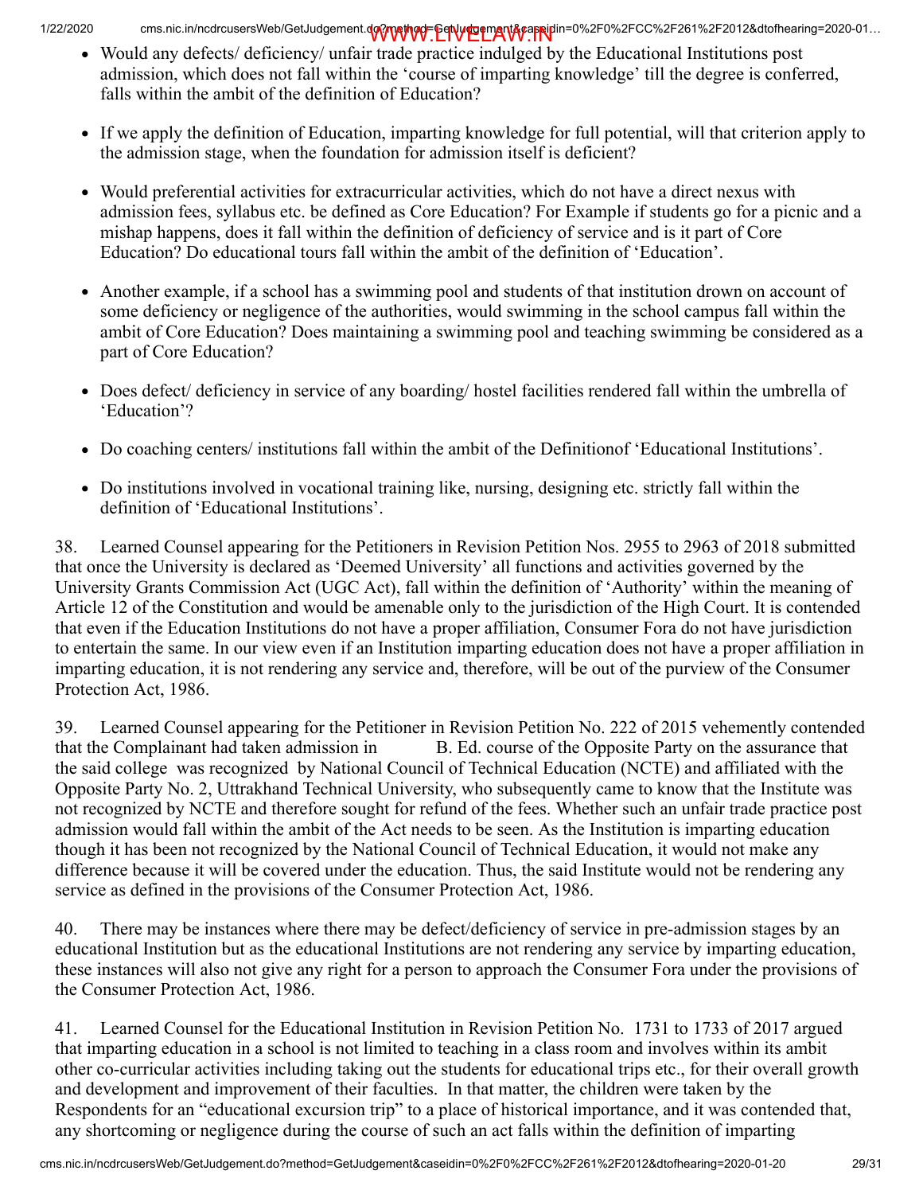- Would any defects/ deficiency/ unfair trade practice indulged by the Educational Institutions post admission, which does not fall within the 'course of imparting knowledge' till the degree is conferred, falls within the ambit of the definition of Education?

- If we apply the definition of Education, imparting knowledge for full potential, will that criterion apply to the admission stage, when the foundation for admission itself is deficient?

- Would preferential activities for extracurricular activities, which do not have a direct nexus with admission fees, syllabus etc. be defined as Core Education? For Example if students go for a picnic and a mishap happens, does it fall within the definition of deficiency of service and is it part of Core Education? Do educational tours fall within the ambit of the definition of 'Education'.

- Another example, if a school has a swimming pool and students of that institution drown on account of some deficiency or negligence of the authorities, would swimming in the school campus fall within the ambit of Core Education? Does maintaining a swimming pool and teaching swimming be considered as a part of Core Education?

- Does defect/ deficiency in service of any boarding/ hostel facilities rendered fall within the umbrella of 'Education'?

- Do coaching centers/ institutions fall within the ambit of the Definitionof 'Educational Institutions'.

- Do institutions involved in vocational training like, nursing, designing etc. strictly fall within the definition of 'Educational Institutions'.

38. Learned Counsel appearing for the Petitioners in Revision Petition Nos. 2955 to 2963 of 2018 submitted that once the University is declared as 'Deemed University' all functions and activities governed by the University Grants Commission Act (UGC Act), fall within the definition of 'Authority' within the meaning of Article 12 of the Constitution and would be amenable only to the jurisdiction of the High Court. It is contended that even if the Education Institutions do not have a proper affiliation, Consumer Fora do not have jurisdiction to entertain the same. In our view even if an Institution imparting education does not have a proper affiliation in imparting education, it is not rendering any service and, therefore, will be out of the purview of the Consumer Protection Act, 1986.

39. Learned Counsel appearing for the Petitioner in Revision Petition No. 222 of 2015 vehemently contended that the Complainant had taken admission in B. Ed. course of the Opposite Party on the assurance that the said college was recognized by National Council of Technical Education (NCTE) and affiliated with the Opposite Party No. 2, Uttrakhand Technical University, who subsequently came to know that the Institute was not recognized by NCTE and therefore sought for refund of the fees. Whether such an unfair trade practice post admission would fall within the ambit of the Act needs to be seen. As the Institution is imparting education though it has been not recognized by the National Council of Technical Education, it would not make any difference because it will be covered under the education. Thus, the said Institute would not be rendering any service as defined in the provisions of the Consumer Protection Act, 1986.

40. There may be instances where there may be defect/deficiency of service in pre-admission stages by an educational Institution but as the educational Institutions are not rendering any service by imparting education, these instances will also not give any right for a person to approach the Consumer Fora under the provisions of the Consumer Protection Act, 1986.

41. Learned Counsel for the Educational Institution in Revision Petition No. 1731 to 1733 of 2017 argued that imparting education in a school is not limited to teaching in a class room and involves within its ambit other co-curricular activities including taking out the students for educational trips etc., for their overall growth and development and improvement of their faculties. In that matter, the children were taken by the Respondents for an "educational excursion trip" to a place of historical importance, and it was contended that, any shortcoming or negligence during the course of such an act falls within the definition of imparting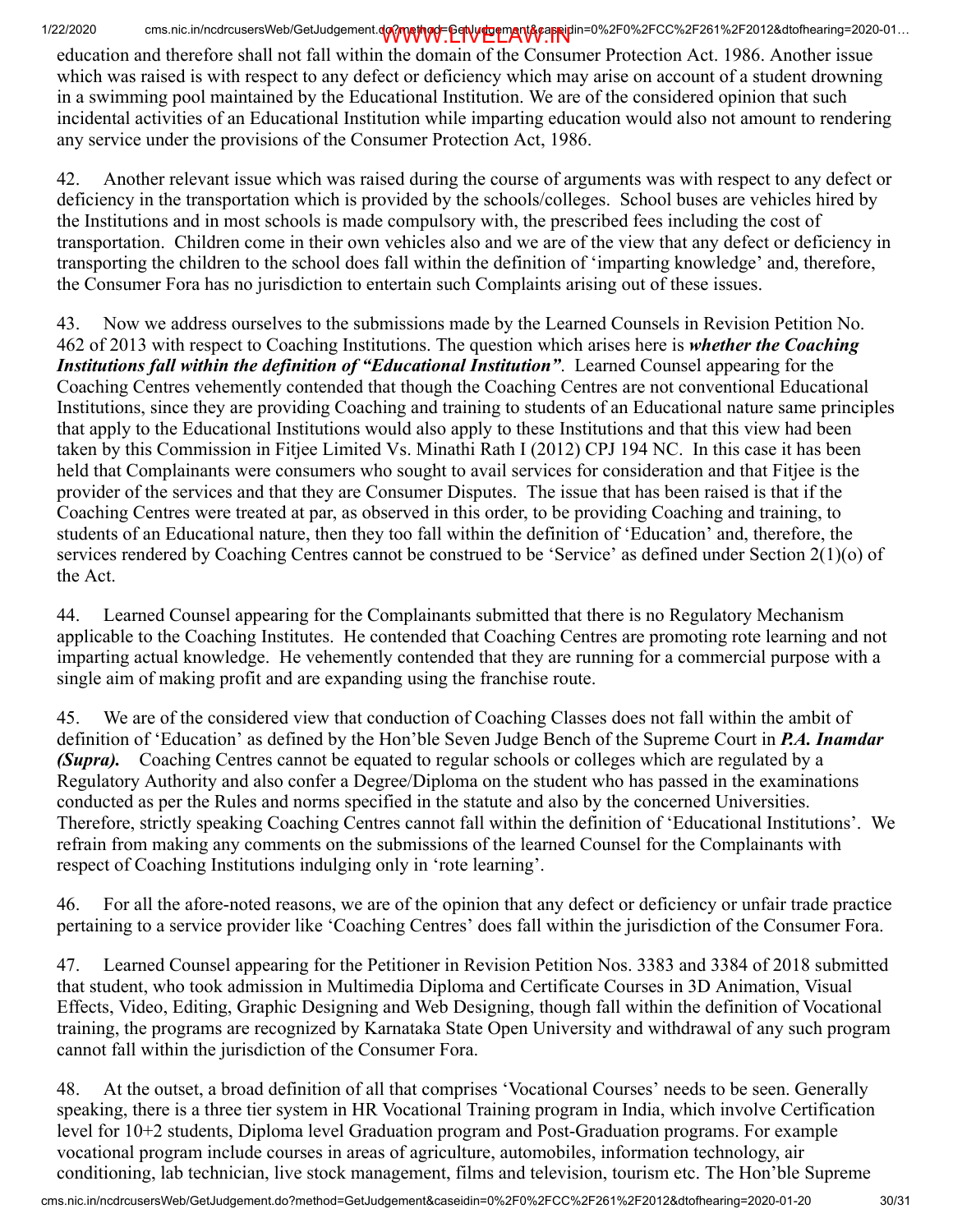education and therefore shall not fall within the domain of the Consumer Protection Act. 1986. Another issue which was raised is with respect to any defect or deficiency which may arise on account of a student drowning in a swimming pool maintained by the Educational Institution. We are of the considered opinion that such incidental activities of an Educational Institution while imparting education would also not amount to rendering any service under the provisions of the Consumer Protection Act, 1986.

42. Another relevant issue which was raised during the course of arguments was with respect to any defect or deficiency in the transportation which is provided by the schools/colleges. School buses are vehicles hired by the Institutions and in most schools is made compulsory with, the prescribed fees including the cost of transportation. Children come in their own vehicles also and we are of the view that any defect or deficiency in transporting the children to the school does fall within the definition of 'imparting knowledge' and, therefore, the Consumer Fora has no jurisdiction to entertain such Complaints arising out of these issues.

43. Now we address ourselves to the submissions made by the Learned Counsels in Revision Petition No. 462 of 2013 with respect to Coaching Institutions. The question which arises here is ***whether the Coaching Institutions fall within the definition of "Educational Institution"***. Learned Counsel appearing for the Coaching Centres vehemently contended that though the Coaching Centres are not conventional Educational Institutions, since they are providing Coaching and training to students of an Educational nature same principles that apply to the Educational Institutions would also apply to these Institutions and that this view had been taken by this Commission in Fitjee Limited Vs. Minathi Rath I (2012) CPJ 194 NC. In this case it has been held that Complainants were consumers who sought to avail services for consideration and that Fitjee is the provider of the services and that they are Consumer Disputes. The issue that has been raised is that if the Coaching Centres were treated at par, as observed in this order, to be providing Coaching and training, to students of an Educational nature, then they too fall within the definition of 'Education' and, therefore, the services rendered by Coaching Centres cannot be construed to be 'Service' as defined under Section 2(1)(o) of the Act.

44. Learned Counsel appearing for the Complainants submitted that there is no Regulatory Mechanism applicable to the Coaching Institutes. He contended that Coaching Centres are promoting rote learning and not imparting actual knowledge. He vehemently contended that they are running for a commercial purpose with a single aim of making profit and are expanding using the franchise route.

45. We are of the considered view that conduction of Coaching Classes does not fall within the ambit of definition of 'Education' as defined by the Hon'ble Seven Judge Bench of the Supreme Court in ***P.A. Inamdar (Supra).*** Coaching Centres cannot be equated to regular schools or colleges which are regulated by a Regulatory Authority and also confer a Degree/Diploma on the student who has passed in the examinations conducted as per the Rules and norms specified in the statute and also by the concerned Universities. Therefore, strictly speaking Coaching Centres cannot fall within the definition of 'Educational Institutions'. We refrain from making any comments on the submissions of the learned Counsel for the Complainants with respect of Coaching Institutions indulging only in 'rote learning'.

46. For all the afore-noted reasons, we are of the opinion that any defect or deficiency or unfair trade practice pertaining to a service provider like 'Coaching Centres' does fall within the jurisdiction of the Consumer Fora.

47. Learned Counsel appearing for the Petitioner in Revision Petition Nos. 3383 and 3384 of 2018 submitted that student, who took admission in Multimedia Diploma and Certificate Courses in 3D Animation, Visual Effects, Video, Editing, Graphic Designing and Web Designing, though fall within the definition of Vocational training, the programs are recognized by Karnataka State Open University and withdrawal of any such program cannot fall within the jurisdiction of the Consumer Fora.

48. At the outset, a broad definition of all that comprises 'Vocational Courses' needs to be seen. Generally speaking, there is a three tier system in HR Vocational Training program in India, which involve Certification level for 10+2 students, Diploma level Graduation program and Post-Graduation programs. For example vocational program include courses in areas of agriculture, automobiles, information technology, air conditioning, lab technician, live stock management, films and television, tourism etc. The Hon'ble Supreme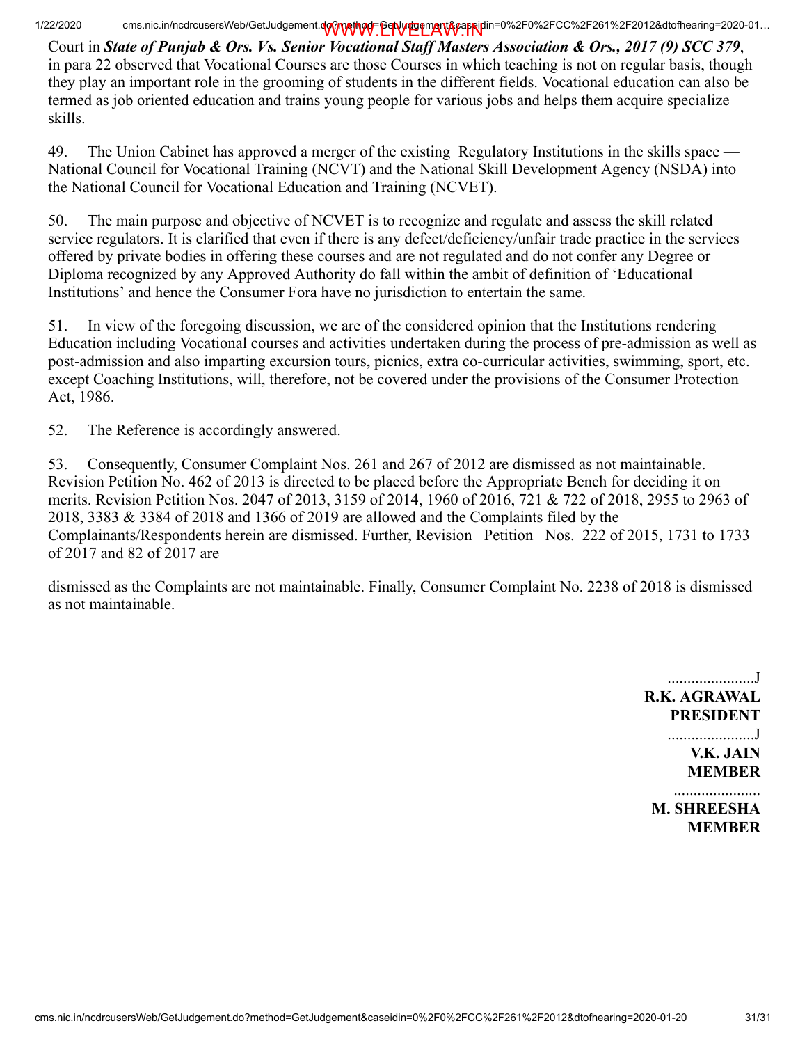Court in ***State of Punjab & Ors. Vs. Senior Vocational Staff Masters Association & Ors., 2017 (9) SCC 379***, in para 22 observed that Vocational Courses are those Courses in which teaching is not on regular basis, though they play an important role in the grooming of students in the different fields. Vocational education can also be termed as job oriented education and trains young people for various jobs and helps them acquire specialize skills.

49. The Union Cabinet has approved a merger of the existing Regulatory Institutions in the skills space — National Council for Vocational Training (NCVT) and the National Skill Development Agency (NSDA) into the National Council for Vocational Education and Training (NCVET).

50. The main purpose and objective of NCVET is to recognize and regulate and assess the skill related service regulators. It is clarified that even if there is any defect/deficiency/unfair trade practice in the services offered by private bodies in offering these courses and are not regulated and do not confer any Degree or Diploma recognized by any Approved Authority do fall within the ambit of definition of 'Educational Institutions' and hence the Consumer Fora have no jurisdiction to entertain the same.

51. In view of the foregoing discussion, we are of the considered opinion that the Institutions rendering Education including Vocational courses and activities undertaken during the process of pre-admission as well as post-admission and also imparting excursion tours, picnics, extra co-curricular activities, swimming, sport, etc. except Coaching Institutions, will, therefore, not be covered under the provisions of the Consumer Protection Act, 1986.

52. The Reference is accordingly answered.

53. Consequently, Consumer Complaint Nos. 261 and 267 of 2012 are dismissed as not maintainable. Revision Petition No. 462 of 2013 is directed to be placed before the Appropriate Bench for deciding it on merits. Revision Petition Nos. 2047 of 2013, 3159 of 2014, 1960 of 2016, 721 & 722 of 2018, 2955 to 2963 of 2018, 3383 & 3384 of 2018 and 1366 of 2019 are allowed and the Complaints filed by the Complainants/Respondents herein are dismissed. Further, Revision Petition Nos. 222 of 2015, 1731 to 1733 of 2017 and 82 of 2017 are

dismissed as the Complaints are not maintainable. Finally, Consumer Complaint No. 2238 of 2018 is dismissed as not maintainable.

......................J
**R.K. AGRAWAL**
**PRESIDENT**

......................J
**V.K. JAIN**
**MEMBER**

......................
**M. SHREESHA**
**MEMBER**